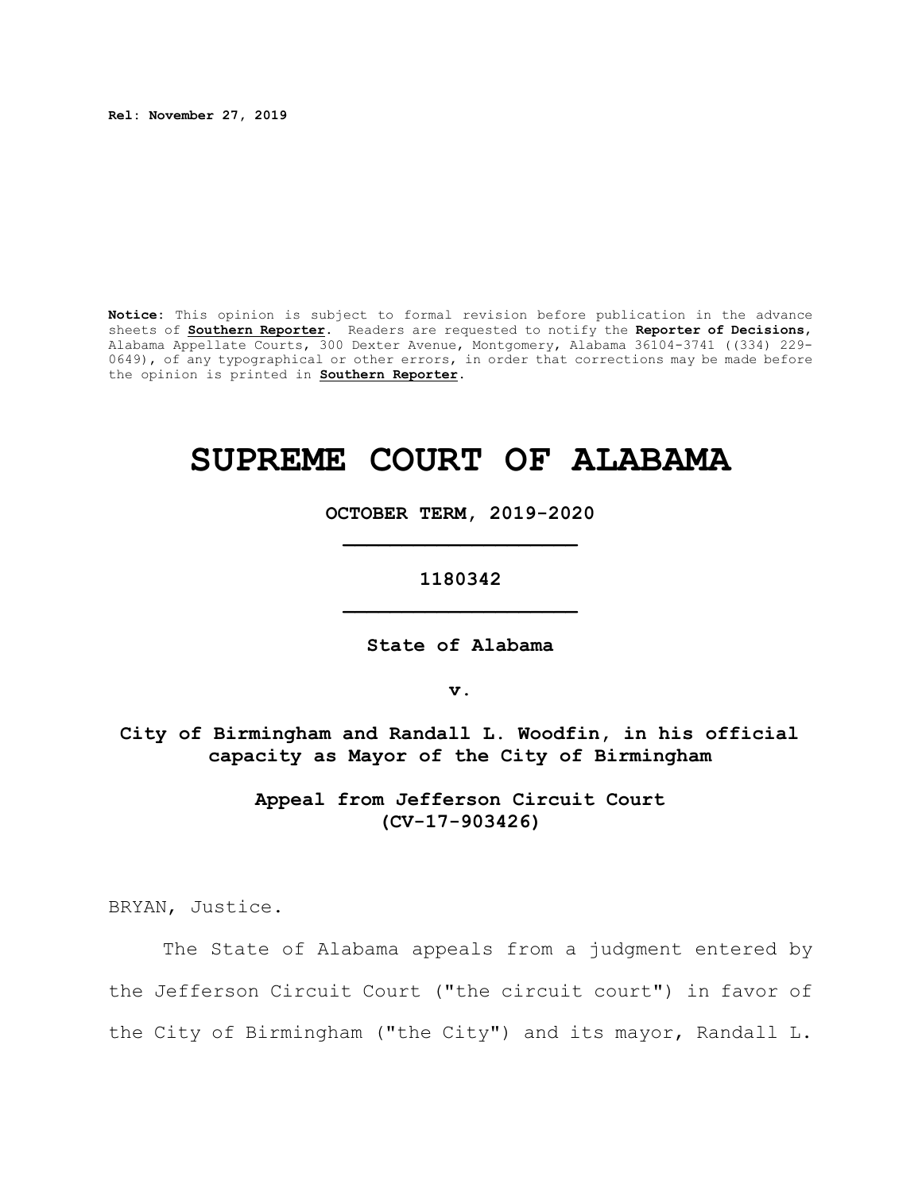**Rel: November 27, 2019**

**Notice**: This opinion is subject to formal revision before publication in the advance sheets of **Southern Reporter**. Readers are requested to notify the **Reporter of Decisions**, Alabama Appellate Courts, 300 Dexter Avenue, Montgomery, Alabama 36104-3741 ((334) 229-0649), of any typographical or other errors, in order that corrections may be made before the opinion is printed in **Southern Reporter**.

# SUPREME COURT OF ALABAMA

**OCTOBER TERM, 2019-2020**

**1180342**

**State of Alabama**

**v.**

**City of Birmingham and Randall L. Woodfin, in his official capacity as Mayor of the City of Birmingham**

**Appeal from Jefferson Circuit Court (CV-17-903426)**

BRYAN, Justice.

The State of Alabama appeals from a judgment entered by the Jefferson Circuit Court ("the circuit court") in favor of the City of Birmingham ("the City") and its mayor, Randall L.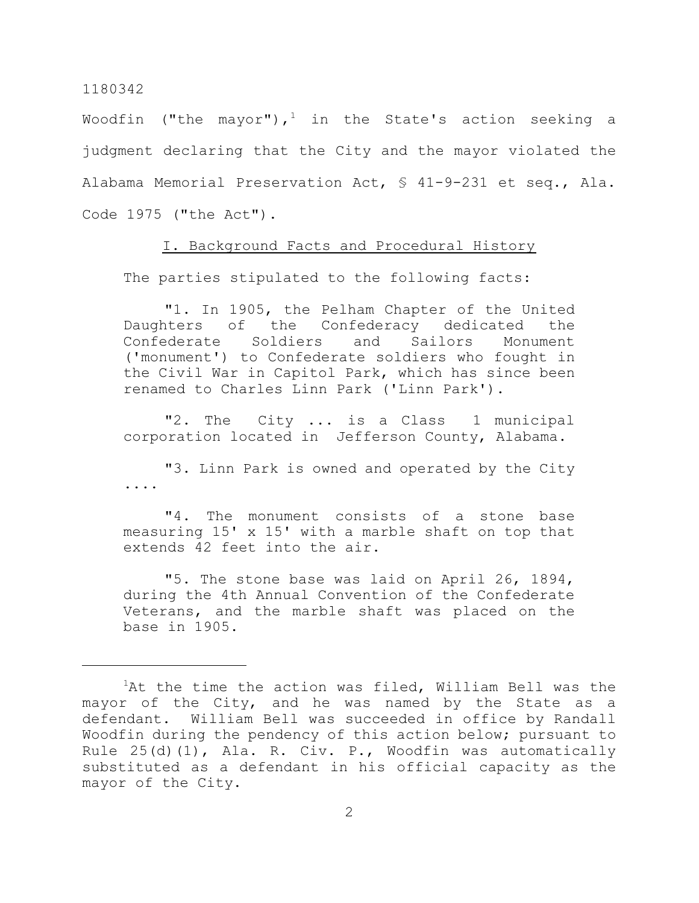Woodfin ("the mayor"),[1] in the State's action seeking a judgment declaring that the City and the mayor violated the Alabama Memorial Preservation Act, § 41-9-231 et seq., Ala. Code 1975 ("the Act").

## I. Background Facts and Procedural History

The parties stipulated to the following facts:

> "1. In 1905, the Pelham Chapter of the United Daughters of the Confederacy dedicated the Confederate Soldiers and Sailors Monument ('monument') to Confederate soldiers who fought in the Civil War in Capitol Park, which has since been renamed to Charles Linn Park ('Linn Park').
>
> "2. The City ... is a Class 1 municipal corporation located in Jefferson County, Alabama.
>
> "3. Linn Park is owned and operated by the City ....
>
> "4. The monument consists of a stone base measuring 15' x 15' with a marble shaft on top that extends 42 feet into the air.
>
> "5. The stone base was laid on April 26, 1894, during the 4th Annual Convention of the Confederate Veterans, and the marble shaft was placed on the base in 1905.

---

[1] At the time the action was filed, William Bell was the mayor of the City, and he was named by the State as a defendant. William Bell was succeeded in office by Randall Woodfin during the pendency of this action below; pursuant to Rule 25(d)(1), Ala. R. Civ. P., Woodfin was automatically substituted as a defendant in his official capacity as the mayor of the City.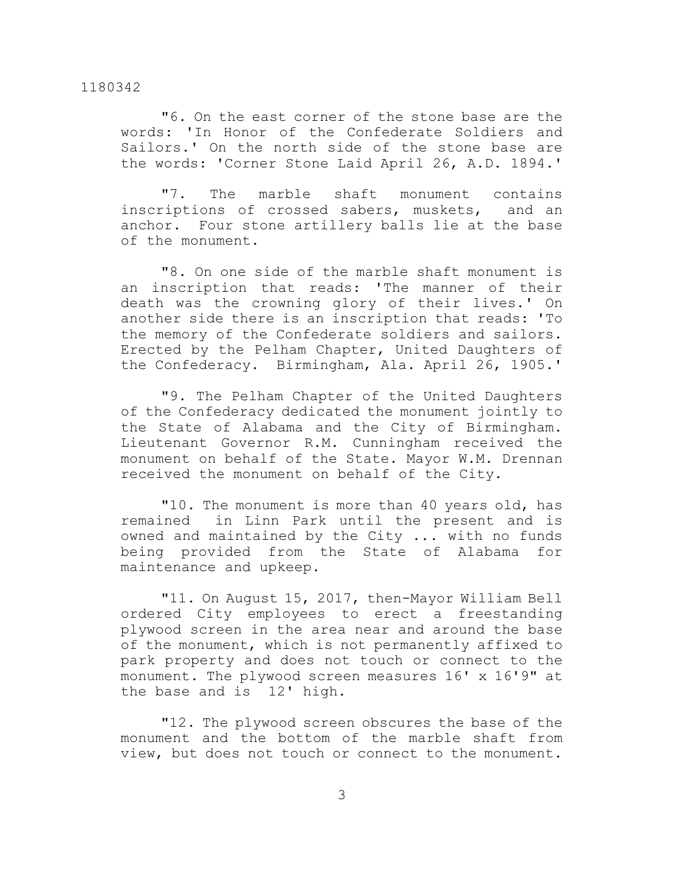"6. On the east corner of the stone base are the words: 'In Honor of the Confederate Soldiers and Sailors.' On the north side of the stone base are the words: 'Corner Stone Laid April 26, A.D. 1894.'

"7. The marble shaft monument contains inscriptions of crossed sabers, muskets, and an anchor. Four stone artillery balls lie at the base of the monument.

"8. On one side of the marble shaft monument is an inscription that reads: 'The manner of their death was the crowning glory of their lives.' On another side there is an inscription that reads: 'To the memory of the Confederate soldiers and sailors. Erected by the Pelham Chapter, United Daughters of the Confederacy. Birmingham, Ala. April 26, 1905.'

"9. The Pelham Chapter of the United Daughters of the Confederacy dedicated the monument jointly to the State of Alabama and the City of Birmingham. Lieutenant Governor R.M. Cunningham received the monument on behalf of the State. Mayor W.M. Drennan received the monument on behalf of the City.

"10. The monument is more than 40 years old, has remained in Linn Park until the present and is owned and maintained by the City ... with no funds being provided from the State of Alabama for maintenance and upkeep.

"11. On August 15, 2017, then-Mayor William Bell ordered City employees to erect a freestanding plywood screen in the area near and around the base of the monument, which is not permanently affixed to park property and does not touch or connect to the monument. The plywood screen measures 16' x 16'9" at the base and is 12' high.

"12. The plywood screen obscures the base of the monument and the bottom of the marble shaft from view, but does not touch or connect to the monument.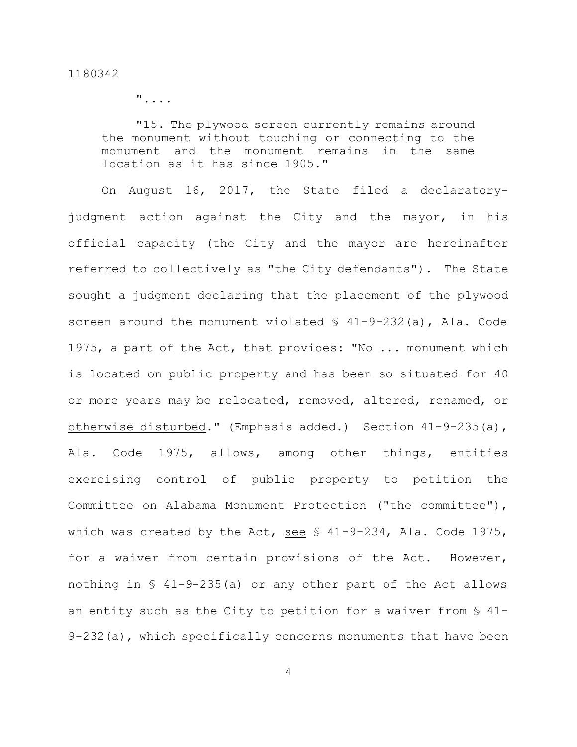"....

"15. The plywood screen currently remains around the monument without touching or connecting to the monument and the monument remains in the same location as it has since 1905."

On August 16, 2017, the State filed a declaratory-judgment action against the City and the mayor, in his official capacity (the City and the mayor are hereinafter referred to collectively as "the City defendants"). The State sought a judgment declaring that the placement of the plywood screen around the monument violated § 41-9-232(a), Ala. Code 1975, a part of the Act, that provides: "No ... monument which is located on public property and has been so situated for 40 or more years may be relocated, removed, <u>altered</u>, renamed, or <u>otherwise disturbed</u>." (Emphasis added.) Section 41-9-235(a), Ala. Code 1975, allows, among other things, entities exercising control of public property to petition the Committee on Alabama Monument Protection ("the committee"), which was created by the Act, <u>see</u> § 41-9-234, Ala. Code 1975, for a waiver from certain provisions of the Act. However, nothing in § 41-9-235(a) or any other part of the Act allows an entity such as the City to petition for a waiver from § 41-9-232(a), which specifically concerns monuments that have been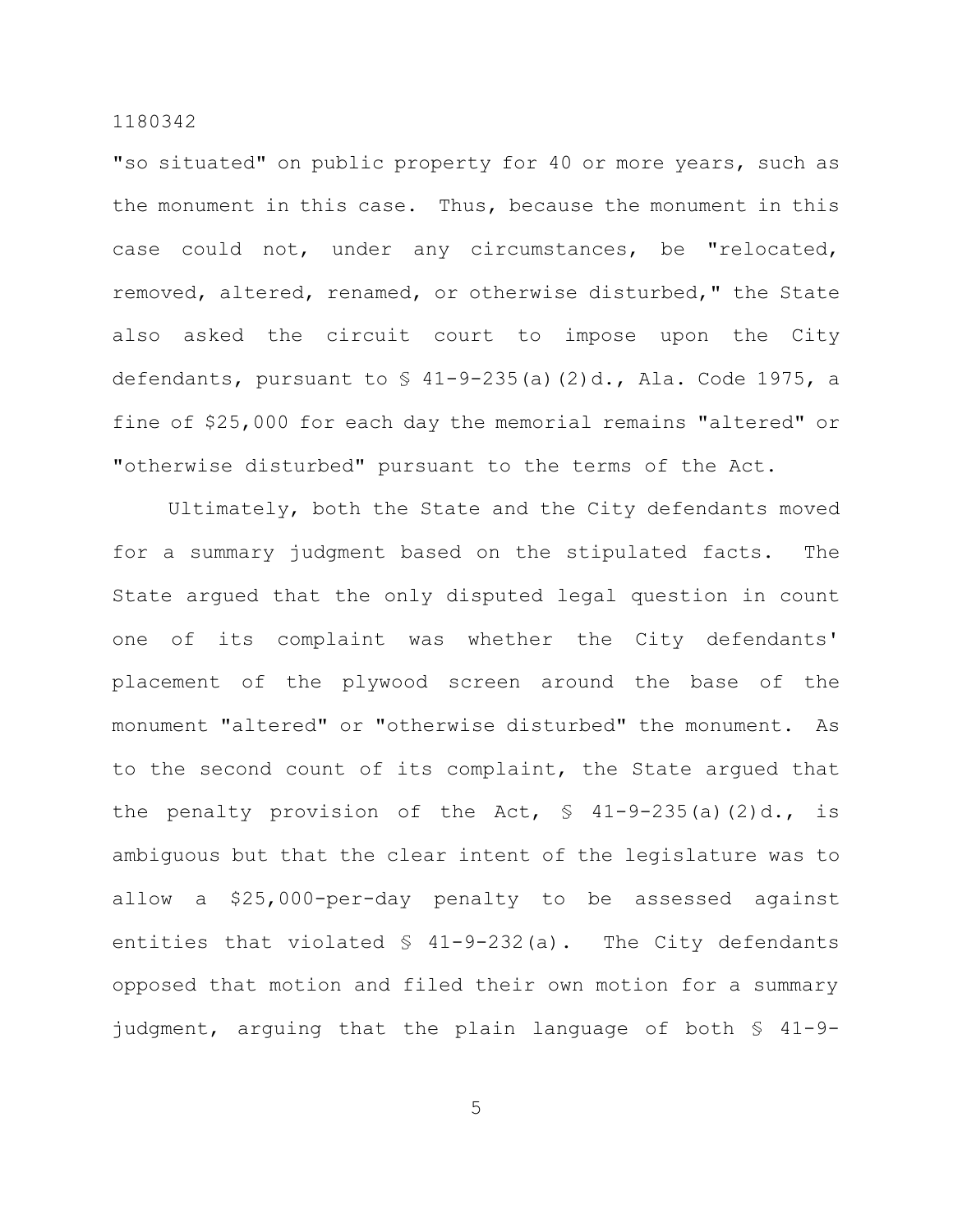"so situated" on public property for 40 or more years, such as the monument in this case. Thus, because the monument in this case could not, under any circumstances, be "relocated, removed, altered, renamed, or otherwise disturbed," the State also asked the circuit court to impose upon the City defendants, pursuant to § 41-9-235(a)(2)d., Ala. Code 1975, a fine of $25,000 for each day the memorial remains "altered" or "otherwise disturbed" pursuant to the terms of the Act.

Ultimately, both the State and the City defendants moved for a summary judgment based on the stipulated facts. The State argued that the only disputed legal question in count one of its complaint was whether the City defendants' placement of the plywood screen around the base of the monument "altered" or "otherwise disturbed" the monument. As to the second count of its complaint, the State argued that the penalty provision of the Act, § 41-9-235(a)(2)d., is ambiguous but that the clear intent of the legislature was to allow a $25,000-per-day penalty to be assessed against entities that violated § 41-9-232(a). The City defendants opposed that motion and filed their own motion for a summary judgment, arguing that the plain language of both § 41-9-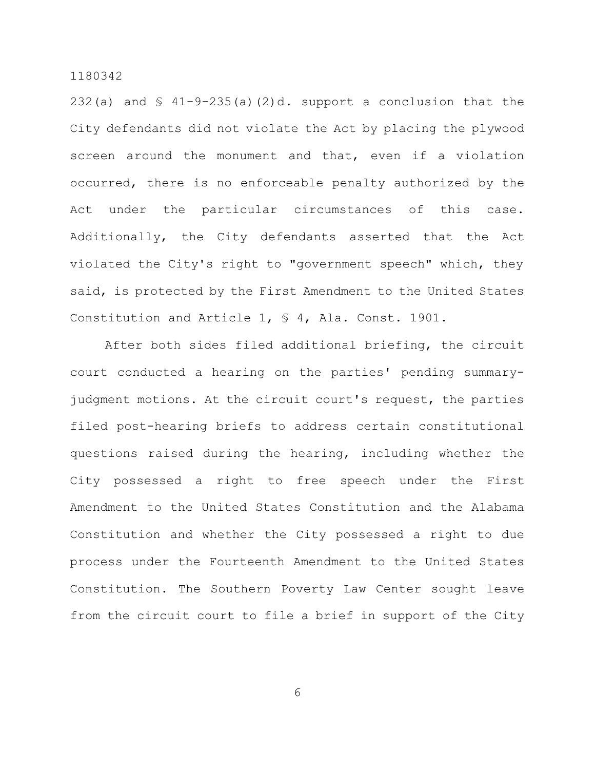232(a) and § 41-9-235(a)(2)d. support a conclusion that the City defendants did not violate the Act by placing the plywood screen around the monument and that, even if a violation occurred, there is no enforceable penalty authorized by the Act under the particular circumstances of this case. Additionally, the City defendants asserted that the Act violated the City's right to "government speech" which, they said, is protected by the First Amendment to the United States Constitution and Article 1, § 4, Ala. Const. 1901.

After both sides filed additional briefing, the circuit court conducted a hearing on the parties' pending summary-judgment motions. At the circuit court's request, the parties filed post-hearing briefs to address certain constitutional questions raised during the hearing, including whether the City possessed a right to free speech under the First Amendment to the United States Constitution and the Alabama Constitution and whether the City possessed a right to due process under the Fourteenth Amendment to the United States Constitution. The Southern Poverty Law Center sought leave from the circuit court to file a brief in support of the City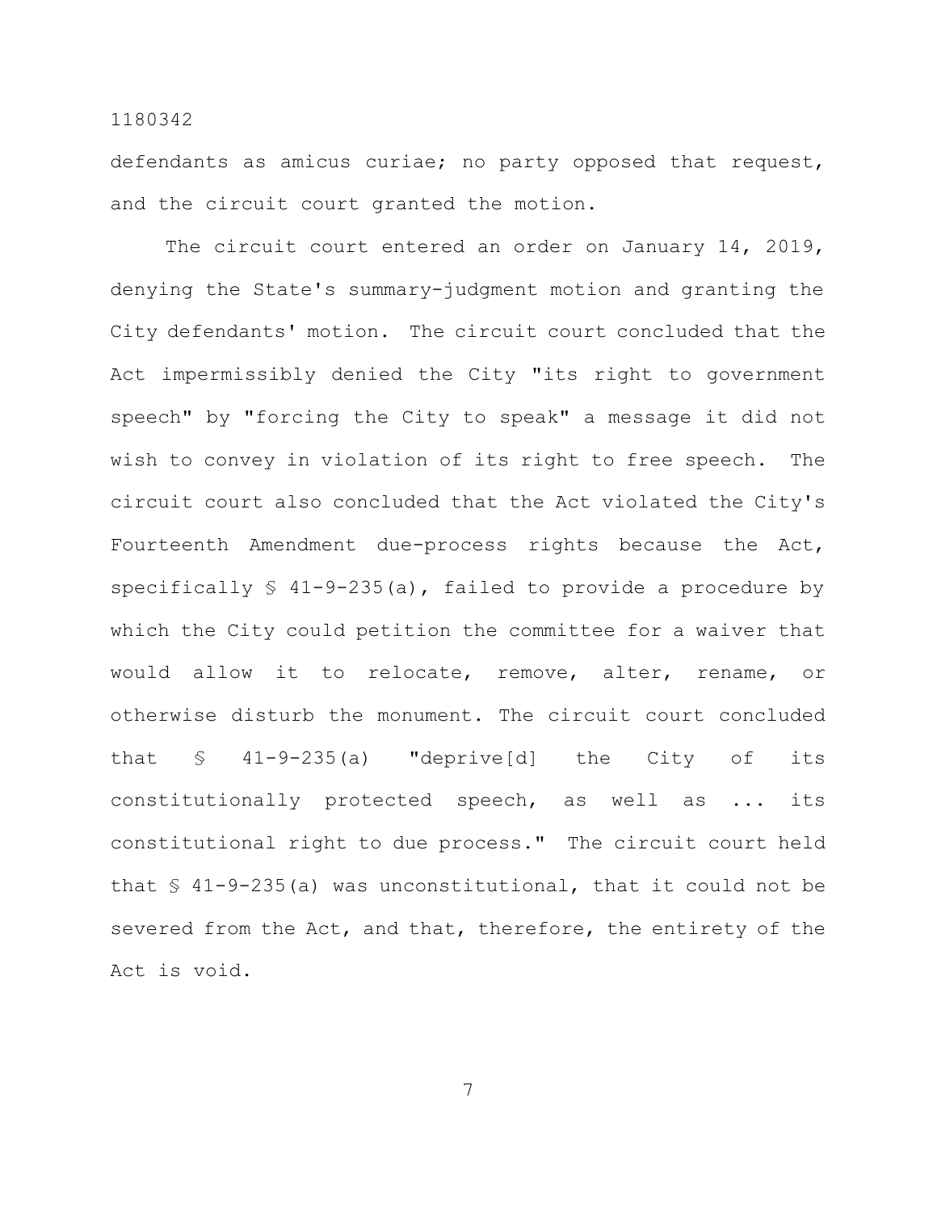defendants as amicus curiae; no party opposed that request, and the circuit court granted the motion.

The circuit court entered an order on January 14, 2019, denying the State's summary-judgment motion and granting the City defendants' motion. The circuit court concluded that the Act impermissibly denied the City "its right to government speech" by "forcing the City to speak" a message it did not wish to convey in violation of its right to free speech. The circuit court also concluded that the Act violated the City's Fourteenth Amendment due-process rights because the Act, specifically § 41-9-235(a), failed to provide a procedure by which the City could petition the committee for a waiver that would allow it to relocate, remove, alter, rename, or otherwise disturb the monument. The circuit court concluded that § 41-9-235(a) "deprive[d] the City of its constitutionally protected speech, as well as ... its constitutional right to due process." The circuit court held that § 41-9-235(a) was unconstitutional, that it could not be severed from the Act, and that, therefore, the entirety of the Act is void.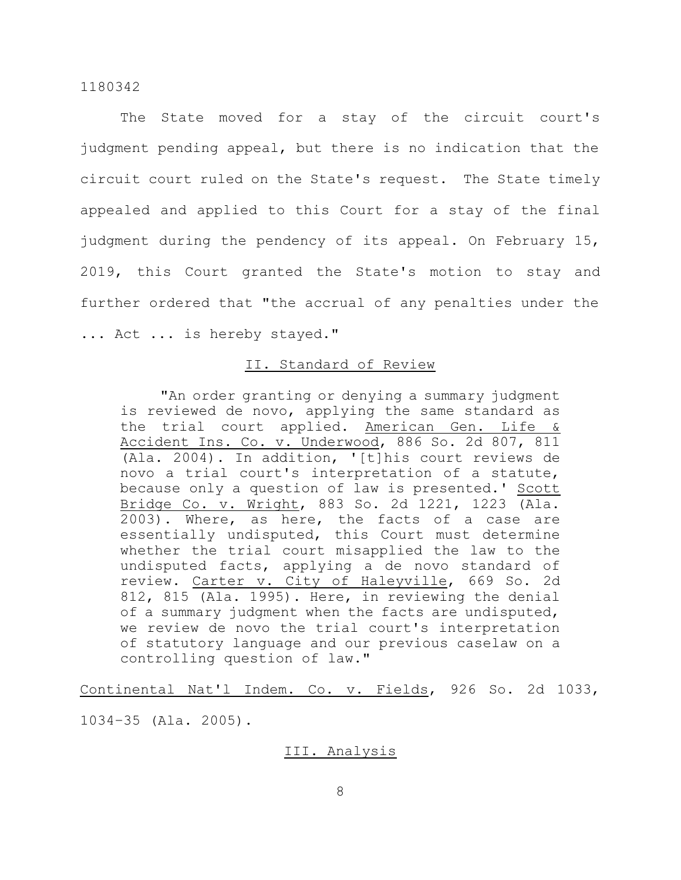The State moved for a stay of the circuit court's judgment pending appeal, but there is no indication that the circuit court ruled on the State's request. The State timely appealed and applied to this Court for a stay of the final judgment during the pendency of its appeal. On February 15, 2019, this Court granted the State's motion to stay and further ordered that "the accrual of any penalties under the ... Act ... is hereby stayed."

## II. Standard of Review

> "An order granting or denying a summary judgment is reviewed de novo, applying the same standard as the trial court applied. American Gen. Life & Accident Ins. Co. v. Underwood, 886 So. 2d 807, 811 (Ala. 2004). In addition, '[t]his court reviews de novo a trial court's interpretation of a statute, because only a question of law is presented.' Scott Bridge Co. v. Wright, 883 So. 2d 1221, 1223 (Ala. 2003). Where, as here, the facts of a case are essentially undisputed, this Court must determine whether the trial court misapplied the law to the undisputed facts, applying a de novo standard of review. Carter v. City of Haleyville, 669 So. 2d 812, 815 (Ala. 1995). Here, in reviewing the denial of a summary judgment when the facts are undisputed, we review de novo the trial court's interpretation of statutory language and our previous caselaw on a controlling question of law."

Continental Nat'l Indem. Co. v. Fields, 926 So. 2d 1033, 1034-35 (Ala. 2005).

## III. Analysis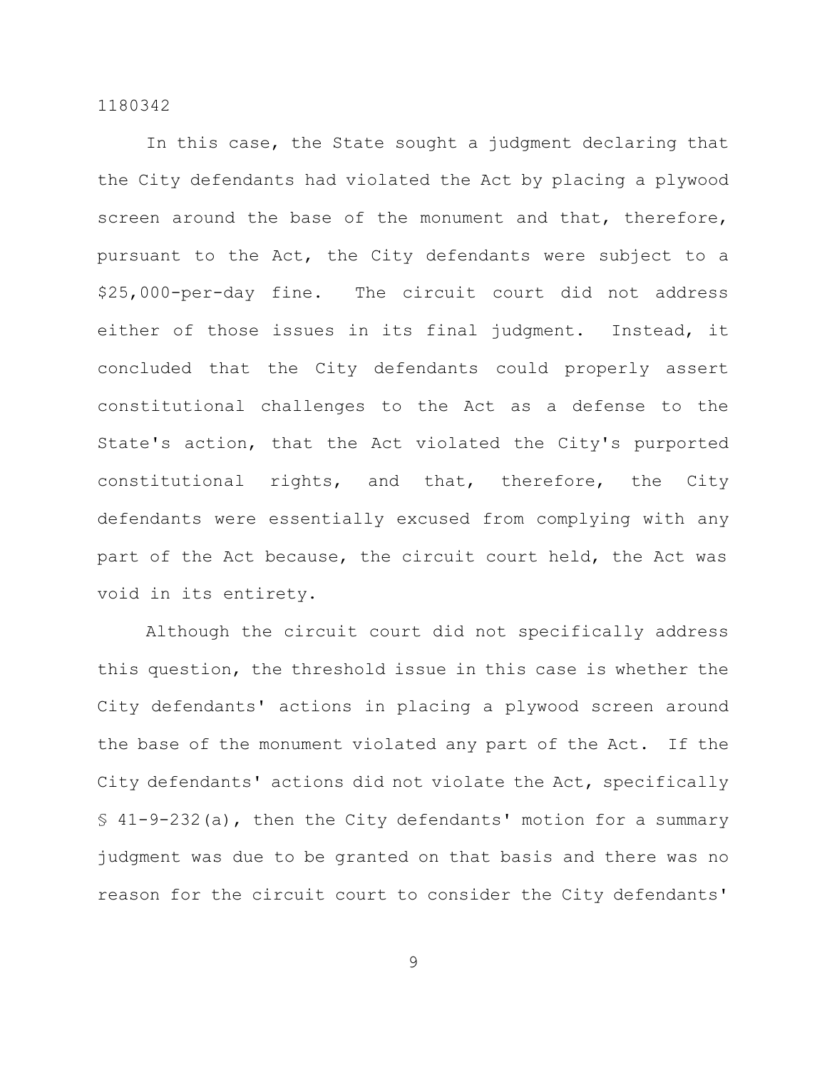In this case, the State sought a judgment declaring that the City defendants had violated the Act by placing a plywood screen around the base of the monument and that, therefore, pursuant to the Act, the City defendants were subject to a $25,000-per-day fine. The circuit court did not address either of those issues in its final judgment. Instead, it concluded that the City defendants could properly assert constitutional challenges to the Act as a defense to the State's action, that the Act violated the City's purported constitutional rights, and that, therefore, the City defendants were essentially excused from complying with any part of the Act because, the circuit court held, the Act was void in its entirety.

Although the circuit court did not specifically address this question, the threshold issue in this case is whether the City defendants' actions in placing a plywood screen around the base of the monument violated any part of the Act. If the City defendants' actions did not violate the Act, specifically § 41-9-232(a), then the City defendants' motion for a summary judgment was due to be granted on that basis and there was no reason for the circuit court to consider the City defendants'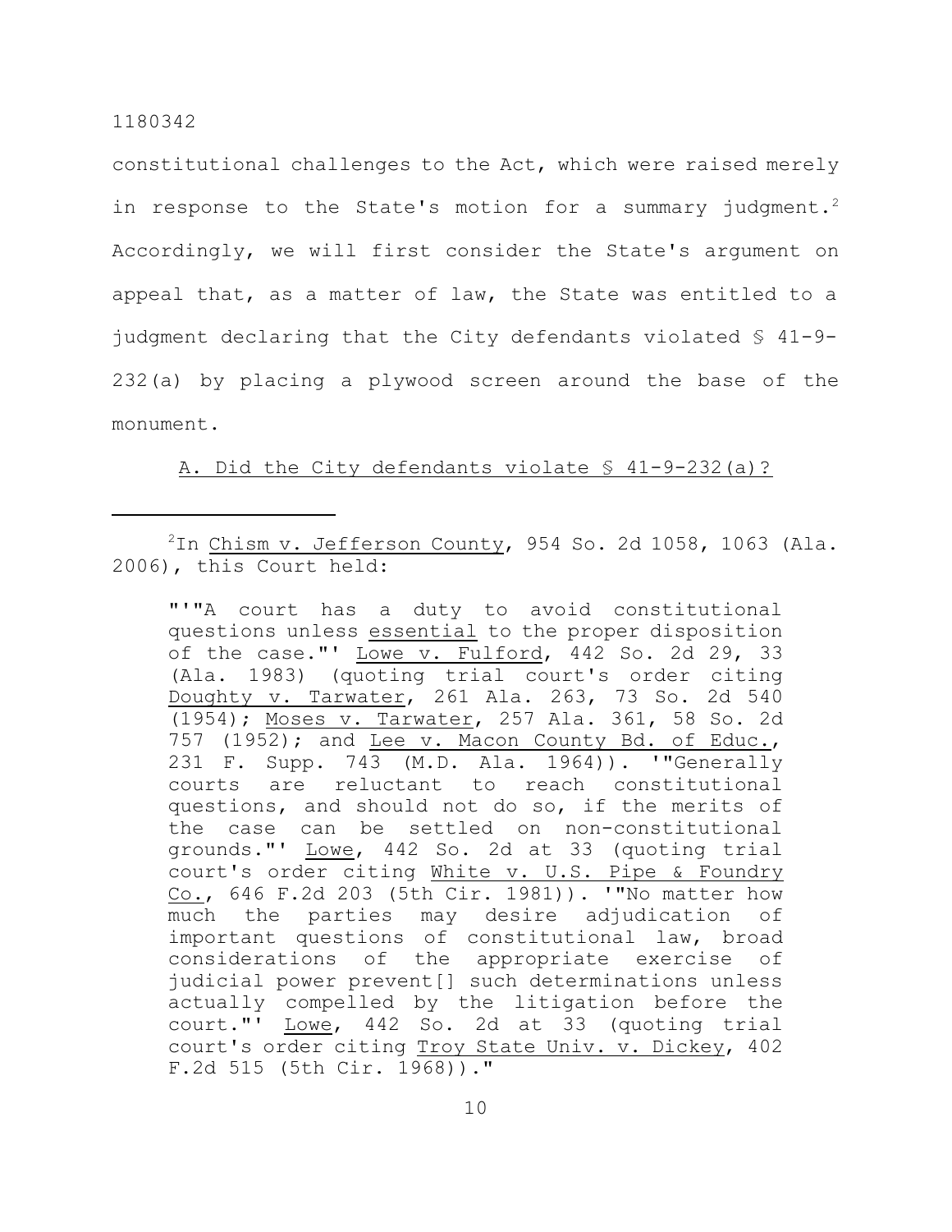constitutional challenges to the Act, which were raised merely in response to the State's motion for a summary judgment.[2] Accordingly, we will first consider the State's argument on appeal that, as a matter of law, the State was entitled to a judgment declaring that the City defendants violated § 41-9-232(a) by placing a plywood screen around the base of the monument.

A. Did the City defendants violate § 41-9-232(a)?

---

[2]In Chism v. Jefferson County, 954 So. 2d 1058, 1063 (Ala. 2006), this Court held:

> "'"A court has a duty to avoid constitutional questions unless essential to the proper disposition of the case."' Lowe v. Fulford, 442 So. 2d 29, 33 (Ala. 1983) (quoting trial court's order citing Doughty v. Tarwater, 261 Ala. 263, 73 So. 2d 540 (1954); Moses v. Tarwater, 257 Ala. 361, 58 So. 2d 757 (1952); and Lee v. Macon County Bd. of Educ., 231 F. Supp. 743 (M.D. Ala. 1964)). '"Generally courts are reluctant to reach constitutional questions, and should not do so, if the merits of the case can be settled on non-constitutional grounds."' Lowe, 442 So. 2d at 33 (quoting trial court's order citing White v. U.S. Pipe & Foundry Co., 646 F.2d 203 (5th Cir. 1981)). '"No matter how much the parties may desire adjudication of important questions of constitutional law, broad considerations of the appropriate exercise of judicial power prevent[] such determinations unless actually compelled by the litigation before the court."' Lowe, 442 So. 2d at 33 (quoting trial court's order citing Troy State Univ. v. Dickey, 402 F.2d 515 (5th Cir. 1968))."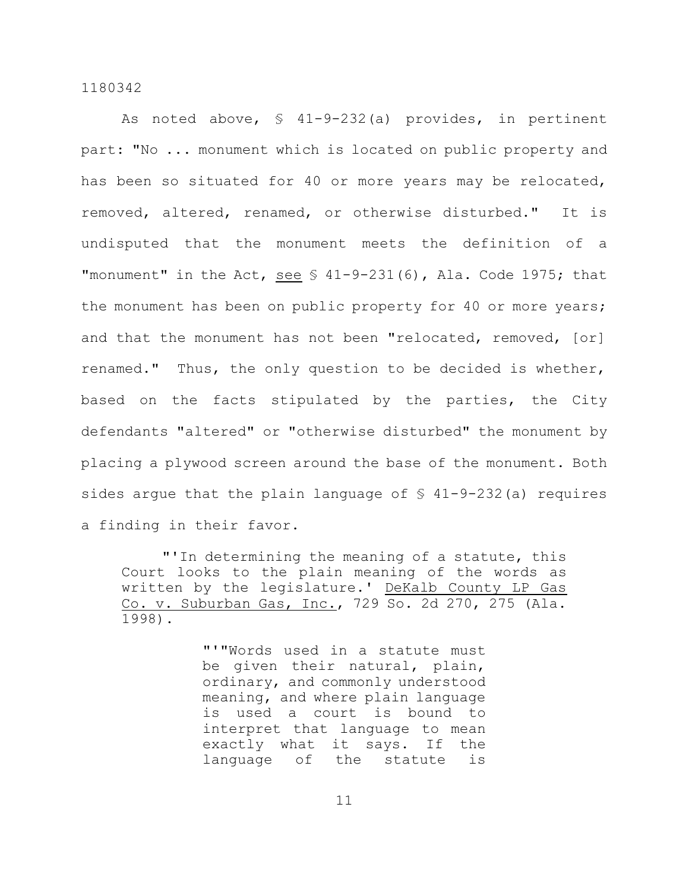As noted above, § 41-9-232(a) provides, in pertinent part: "No ... monument which is located on public property and has been so situated for 40 or more years may be relocated, removed, altered, renamed, or otherwise disturbed." It is undisputed that the monument meets the definition of a "monument" in the Act, _see_ § 41-9-231(6), Ala. Code 1975; that the monument has been on public property for 40 or more years; and that the monument has not been "relocated, removed, [or] renamed." Thus, the only question to be decided is whether, based on the facts stipulated by the parties, the City defendants "altered" or "otherwise disturbed" the monument by placing a plywood screen around the base of the monument. Both sides argue that the plain language of § 41-9-232(a) requires a finding in their favor.

> "'In determining the meaning of a statute, this Court looks to the plain meaning of the words as written by the legislature.' _DeKalb County LP Gas Co. v. Suburban Gas, Inc._, 729 So. 2d 270, 275 (Ala. 1998).
>
> > "'"Words used in a statute must be given their natural, plain, ordinary, and commonly understood meaning, and where plain language is used a court is bound to interpret that language to mean exactly what it says. If the language of the statute is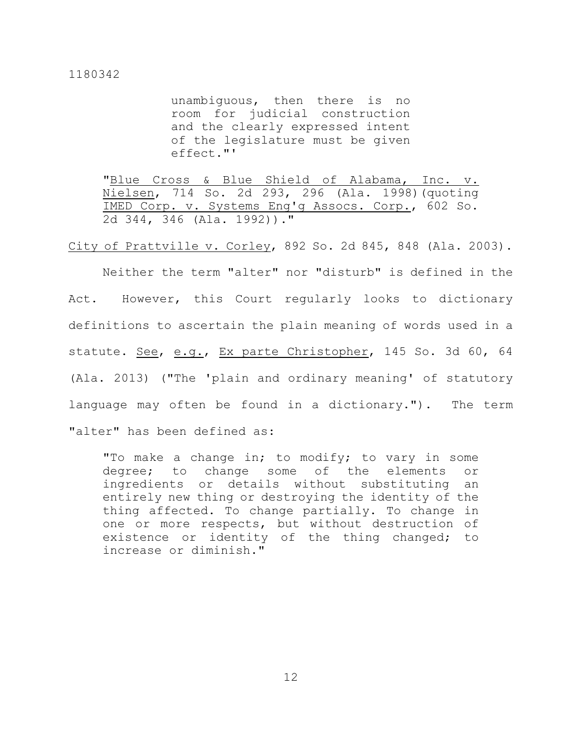unambiguous, then there is no room for judicial construction and the clearly expressed intent of the legislature must be given effect."'

> "Blue Cross & Blue Shield of Alabama, Inc. v. Nielsen, 714 So. 2d 293, 296 (Ala. 1998)(quoting IMED Corp. v. Systems Eng'g Assocs. Corp., 602 So. 2d 344, 346 (Ala. 1992))."

City of Prattville v. Corley, 892 So. 2d 845, 848 (Ala. 2003).

Neither the term "alter" nor "disturb" is defined in the Act. However, this Court regularly looks to dictionary definitions to ascertain the plain meaning of words used in a statute. See, e.g., Ex parte Christopher, 145 So. 3d 60, 64 (Ala. 2013) ("The 'plain and ordinary meaning' of statutory language may often be found in a dictionary."). The term "alter" has been defined as:

> "To make a change in; to modify; to vary in some degree; to change some of the elements or ingredients or details without substituting an entirely new thing or destroying the identity of the thing affected. To change partially. To change in one or more respects, but without destruction of existence or identity of the thing changed; to increase or diminish."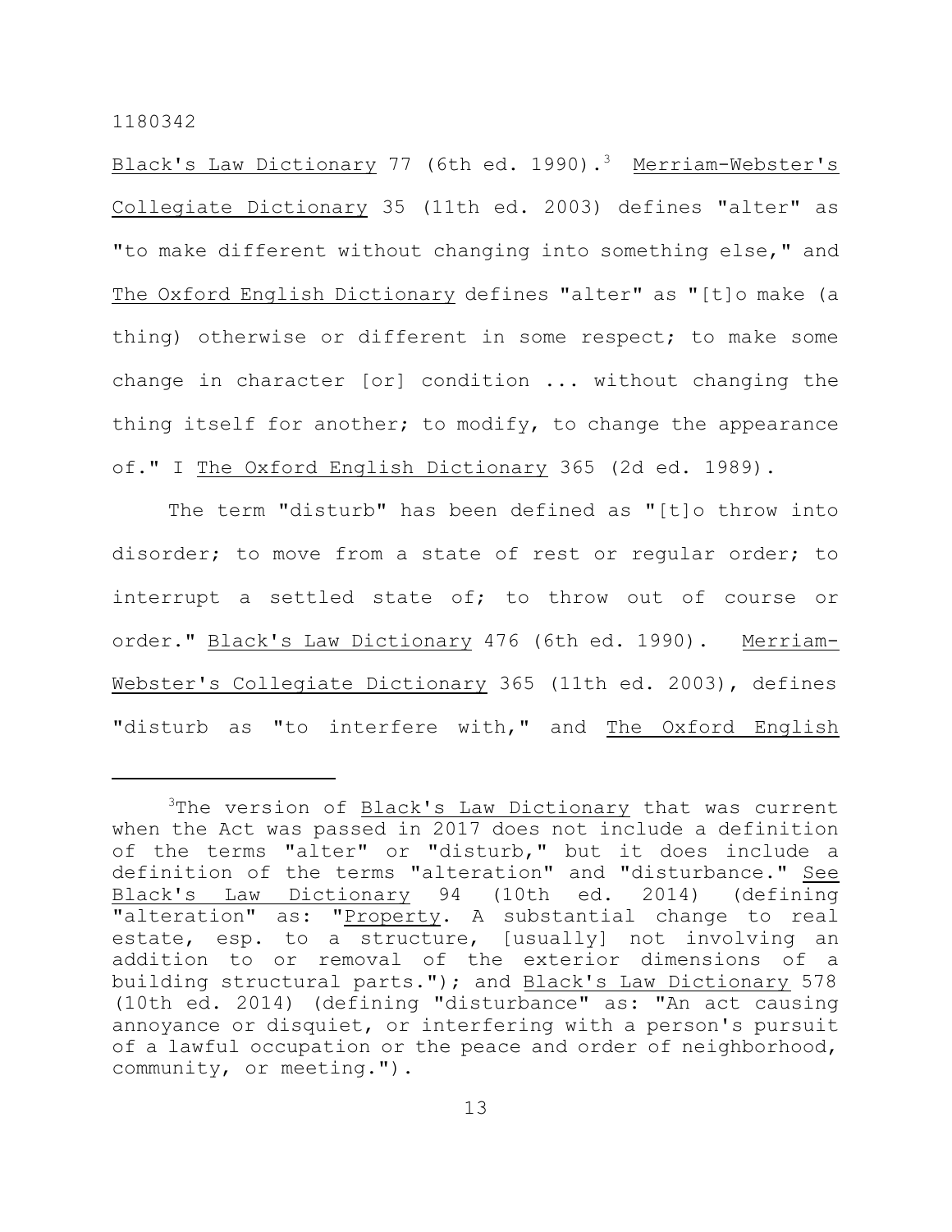Black's Law Dictionary 77 (6th ed. 1990).[3] Merriam-Webster's Collegiate Dictionary 35 (11th ed. 2003) defines "alter" as "to make different without changing into something else," and The Oxford English Dictionary defines "alter" as "[t]o make (a thing) otherwise or different in some respect; to make some change in character [or] condition ... without changing the thing itself for another; to modify, to change the appearance of." I The Oxford English Dictionary 365 (2d ed. 1989).

The term "disturb" has been defined as "[t]o throw into disorder; to move from a state of rest or regular order; to interrupt a settled state of; to throw out of course or order." Black's Law Dictionary 476 (6th ed. 1990). Merriam-Webster's Collegiate Dictionary 365 (11th ed. 2003), defines "disturb as "to interfere with," and The Oxford English

---

[3]The version of Black's Law Dictionary that was current when the Act was passed in 2017 does not include a definition of the terms "alter" or "disturb," but it does include a definition of the terms "alteration" and "disturbance." See Black's Law Dictionary 94 (10th ed. 2014) (defining "alteration" as: "Property. A substantial change to real estate, esp. to a structure, [usually] not involving an addition to or removal of the exterior dimensions of a building structural parts."); and Black's Law Dictionary 578 (10th ed. 2014) (defining "disturbance" as: "An act causing annoyance or disquiet, or interfering with a person's pursuit of a lawful occupation or the peace and order of neighborhood, community, or meeting.").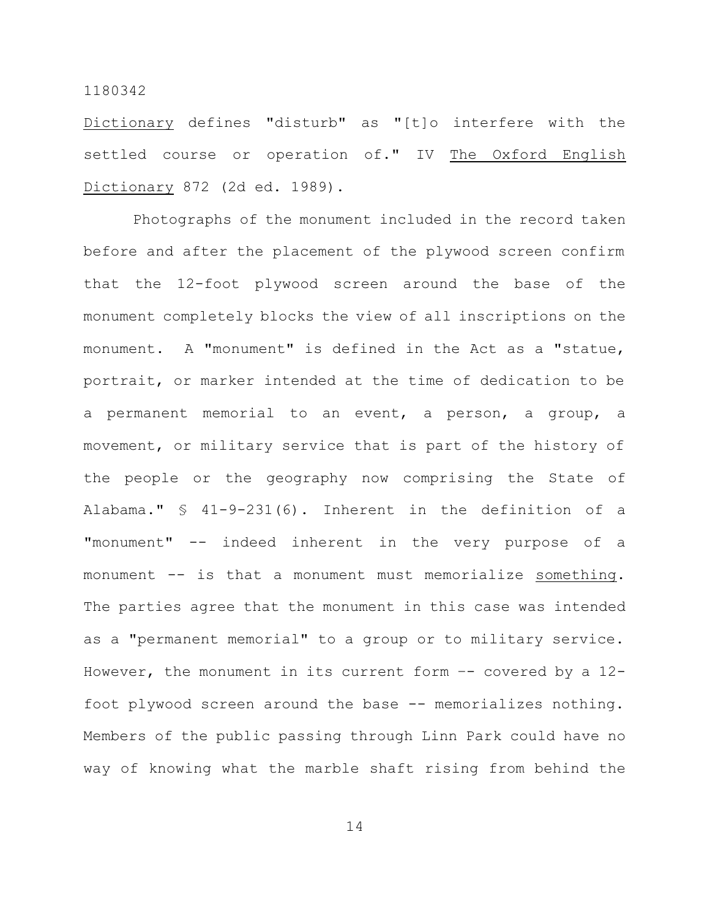Dictionary defines "disturb" as "[t]o interfere with the settled course or operation of." IV The Oxford English Dictionary 872 (2d ed. 1989).

Photographs of the monument included in the record taken before and after the placement of the plywood screen confirm that the 12-foot plywood screen around the base of the monument completely blocks the view of all inscriptions on the monument. A "monument" is defined in the Act as a "statue, portrait, or marker intended at the time of dedication to be a permanent memorial to an event, a person, a group, a movement, or military service that is part of the history of the people or the geography now comprising the State of Alabama." § 41-9-231(6). Inherent in the definition of a "monument" -- indeed inherent in the very purpose of a monument -- is that a monument must memorialize *something*. The parties agree that the monument in this case was intended as a "permanent memorial" to a group or to military service. However, the monument in its current form -- covered by a 12-foot plywood screen around the base -- memorializes nothing. Members of the public passing through Linn Park could have no way of knowing what the marble shaft rising from behind the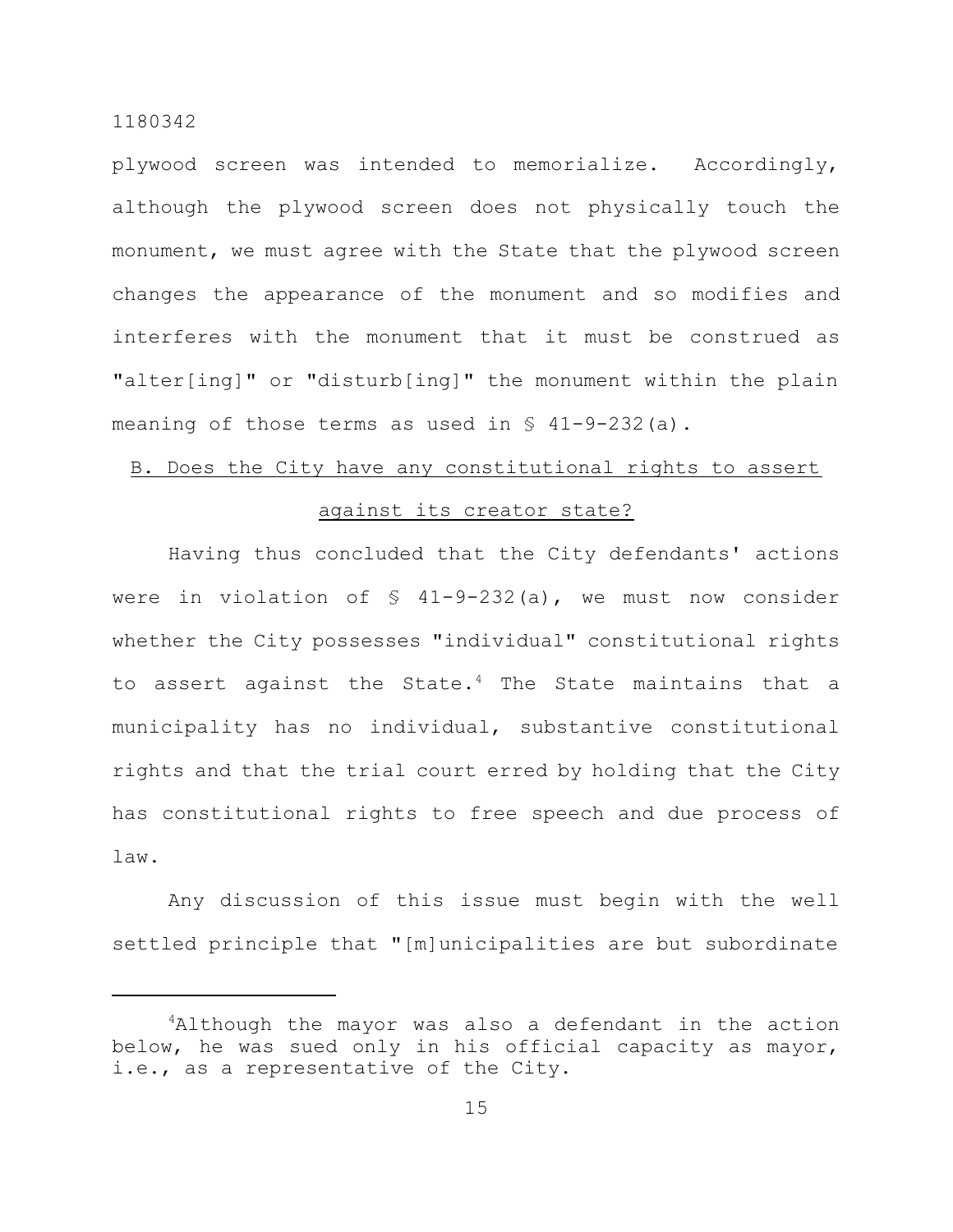plywood screen was intended to memorialize. Accordingly, although the plywood screen does not physically touch the monument, we must agree with the State that the plywood screen changes the appearance of the monument and so modifies and interferes with the monument that it must be construed as "alter[ing]" or "disturb[ing]" the monument within the plain meaning of those terms as used in § 41-9-232(a).

B. Does the City have any constitutional rights to assert against its creator state?

Having thus concluded that the City defendants' actions were in violation of § 41-9-232(a), we must now consider whether the City possesses "individual" constitutional rights to assert against the State.[4] The State maintains that a municipality has no individual, substantive constitutional rights and that the trial court erred by holding that the City has constitutional rights to free speech and due process of law.

Any discussion of this issue must begin with the well settled principle that "[m]unicipalities are but subordinate

---

[4]Although the mayor was also a defendant in the action below, he was sued only in his official capacity as mayor, i.e., as a representative of the City.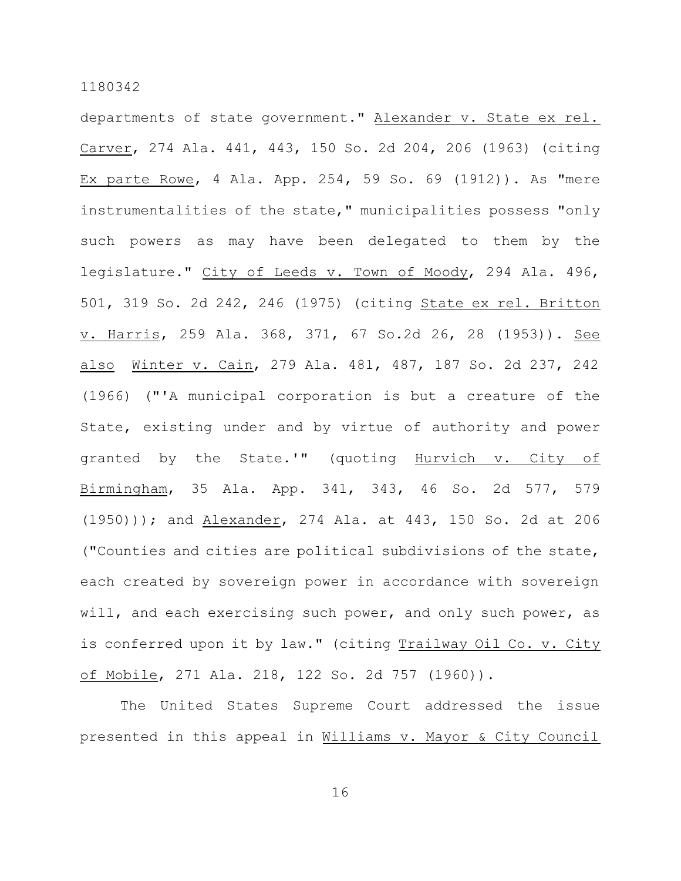departments of state government." Alexander v. State ex rel. Carver, 274 Ala. 441, 443, 150 So. 2d 204, 206 (1963) (citing Ex parte Rowe, 4 Ala. App. 254, 59 So. 69 (1912)). As "mere instrumentalities of the state," municipalities possess "only such powers as may have been delegated to them by the legislature." City of Leeds v. Town of Moody, 294 Ala. 496, 501, 319 So. 2d 242, 246 (1975) (citing State ex rel. Britton v. Harris, 259 Ala. 368, 371, 67 So.2d 26, 28 (1953)). See also Winter v. Cain, 279 Ala. 481, 487, 187 So. 2d 237, 242 (1966) ("'A municipal corporation is but a creature of the State, existing under and by virtue of authority and power granted by the State.'" (quoting Hurvich v. City of Birmingham, 35 Ala. App. 341, 343, 46 So. 2d 577, 579 (1950))); and Alexander, 274 Ala. at 443, 150 So. 2d at 206 ("Counties and cities are political subdivisions of the state, each created by sovereign power in accordance with sovereign will, and each exercising such power, and only such power, as is conferred upon it by law." (citing Trailway Oil Co. v. City of Mobile, 271 Ala. 218, 122 So. 2d 757 (1960)).

The United States Supreme Court addressed the issue presented in this appeal in Williams v. Mayor & City Council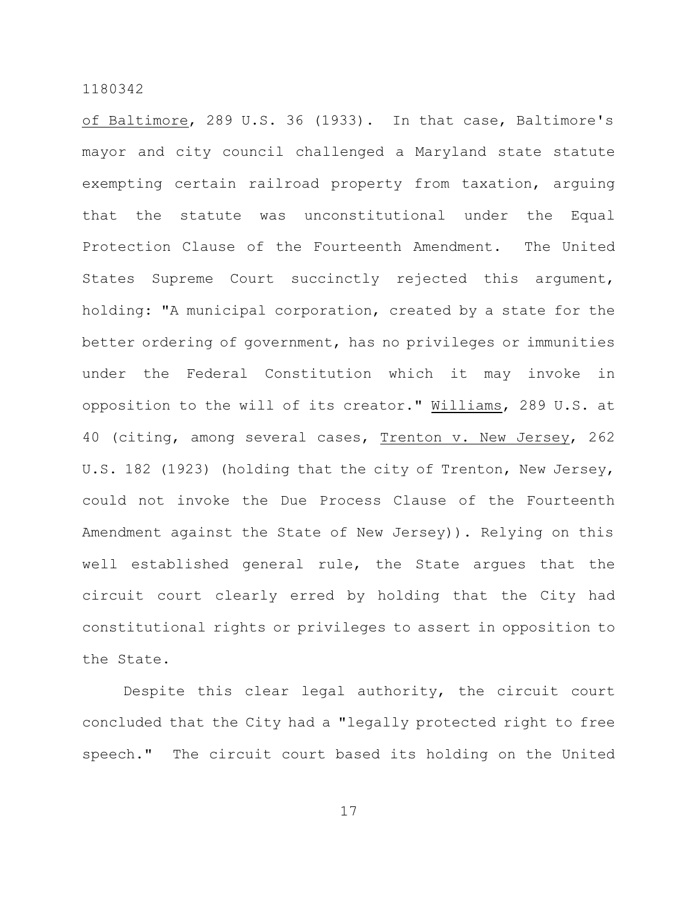of Baltimore, 289 U.S. 36 (1933). In that case, Baltimore's mayor and city council challenged a Maryland state statute exempting certain railroad property from taxation, arguing that the statute was unconstitutional under the Equal Protection Clause of the Fourteenth Amendment. The United States Supreme Court succinctly rejected this argument, holding: "A municipal corporation, created by a state for the better ordering of government, has no privileges or immunities under the Federal Constitution which it may invoke in opposition to the will of its creator." Williams, 289 U.S. at 40 (citing, among several cases, Trenton v. New Jersey, 262 U.S. 182 (1923) (holding that the city of Trenton, New Jersey, could not invoke the Due Process Clause of the Fourteenth Amendment against the State of New Jersey)). Relying on this well established general rule, the State argues that the circuit court clearly erred by holding that the City had constitutional rights or privileges to assert in opposition to the State.

Despite this clear legal authority, the circuit court concluded that the City had a "legally protected right to free speech." The circuit court based its holding on the United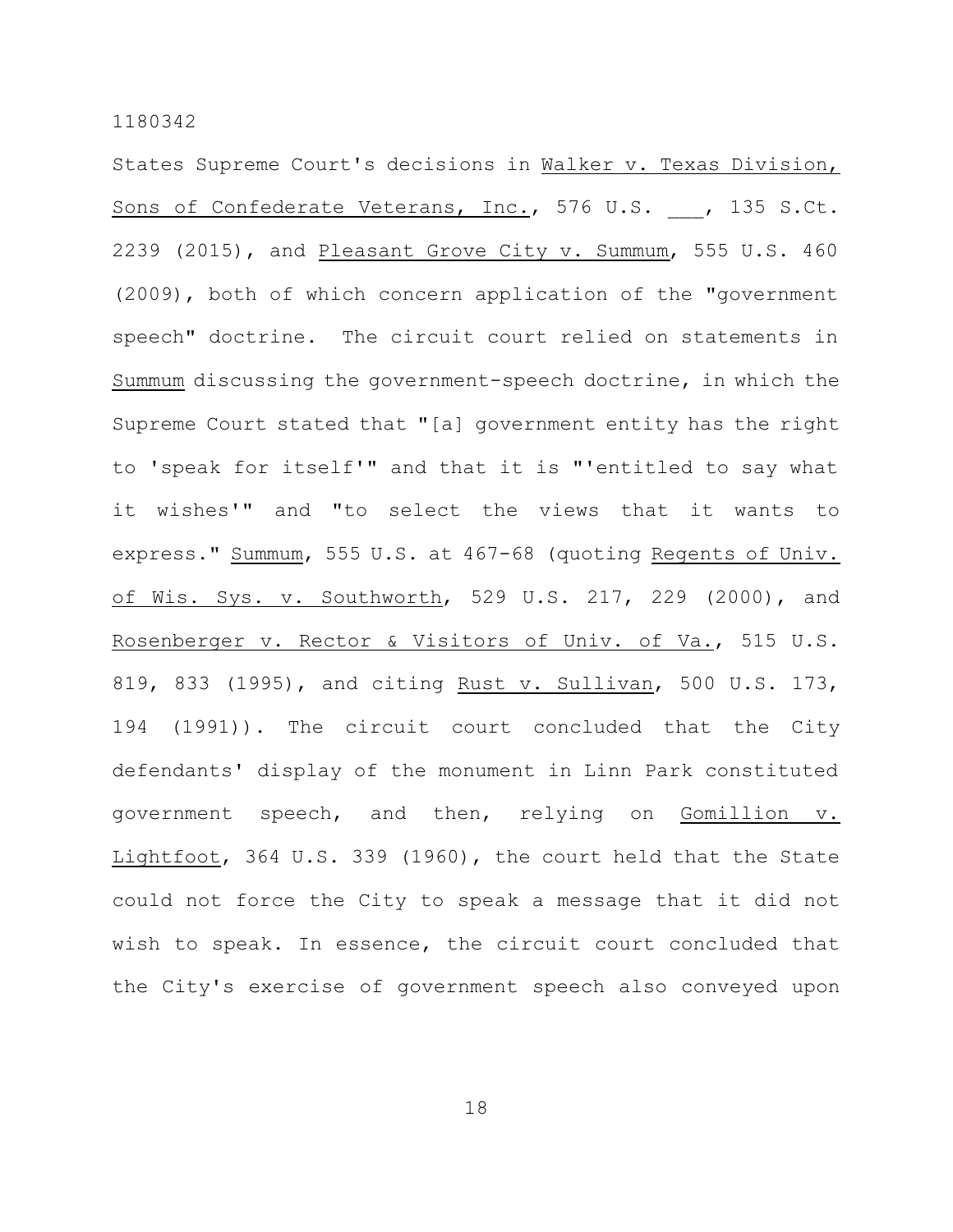States Supreme Court's decisions in Walker v. Texas Division, Sons of Confederate Veterans, Inc., 576 U.S. ___, 135 S.Ct. 2239 (2015), and Pleasant Grove City v. Summum, 555 U.S. 460 (2009), both of which concern application of the "government speech" doctrine. The circuit court relied on statements in Summum discussing the government-speech doctrine, in which the Supreme Court stated that "[a] government entity has the right to 'speak for itself'" and that it is "'entitled to say what it wishes'" and "to select the views that it wants to express." Summum, 555 U.S. at 467-68 (quoting Regents of Univ. of Wis. Sys. v. Southworth, 529 U.S. 217, 229 (2000), and Rosenberger v. Rector & Visitors of Univ. of Va., 515 U.S. 819, 833 (1995), and citing Rust v. Sullivan, 500 U.S. 173, 194 (1991)). The circuit court concluded that the City defendants' display of the monument in Linn Park constituted government speech, and then, relying on Gomillion v. Lightfoot, 364 U.S. 339 (1960), the court held that the State could not force the City to speak a message that it did not wish to speak. In essence, the circuit court concluded that the City's exercise of government speech also conveyed upon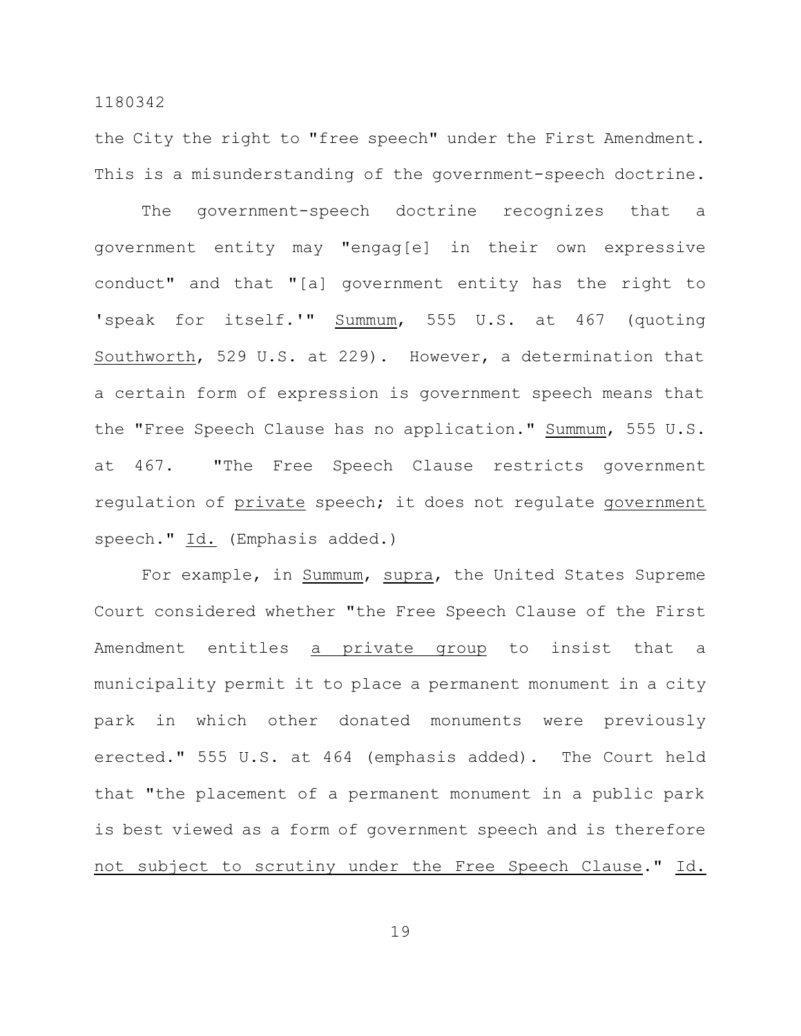the City the right to "free speech" under the First Amendment. This is a misunderstanding of the government-speech doctrine.

The government-speech doctrine recognizes that a government entity may "engag[e] in their own expressive conduct" and that "[a] government entity has the right to 'speak for itself.'" <u>Summum</u>, 555 U.S. at 467 (quoting <u>Southworth</u>, 529 U.S. at 229). However, a determination that a certain form of expression is government speech means that the "Free Speech Clause has no application." <u>Summum</u>, 555 U.S. at 467. "The Free Speech Clause restricts government regulation of <u>private</u> speech; it does not regulate <u>government</u> speech." <u>Id.</u> (Emphasis added.)

For example, in <u>Summum</u>, <u>supra</u>, the United States Supreme Court considered whether "the Free Speech Clause of the First Amendment entitles <u>a private group</u> to insist that a municipality permit it to place a permanent monument in a city park in which other donated monuments were previously erected." 555 U.S. at 464 (emphasis added). The Court held that "the placement of a permanent monument in a public park is best viewed as a form of government speech and is therefore <u>not subject to scrutiny under the Free Speech Clause</u>." <u>Id.</u>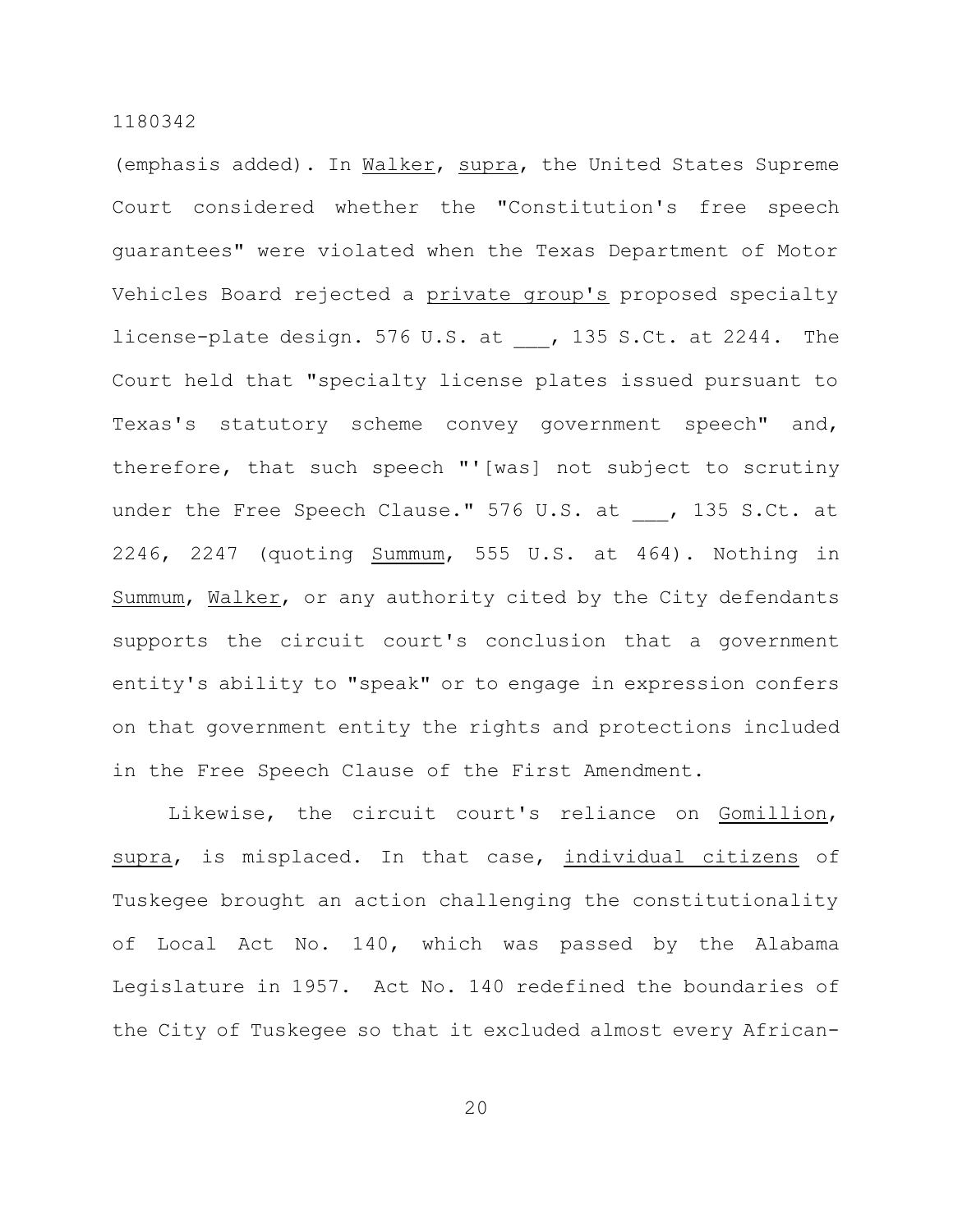(emphasis added). In Walker, supra, the United States Supreme Court considered whether the "Constitution's free speech guarantees" were violated when the Texas Department of Motor Vehicles Board rejected a private group's proposed specialty license-plate design. 576 U.S. at ___, 135 S.Ct. at 2244. The Court held that "specialty license plates issued pursuant to Texas's statutory scheme convey government speech" and, therefore, that such speech "'[was] not subject to scrutiny under the Free Speech Clause." 576 U.S. at ___, 135 S.Ct. at 2246, 2247 (quoting Summum, 555 U.S. at 464). Nothing in Summum, Walker, or any authority cited by the City defendants supports the circuit court's conclusion that a government entity's ability to "speak" or to engage in expression confers on that government entity the rights and protections included in the Free Speech Clause of the First Amendment.

Likewise, the circuit court's reliance on Gomillion, supra, is misplaced. In that case, individual citizens of Tuskegee brought an action challenging the constitutionality of Local Act No. 140, which was passed by the Alabama Legislature in 1957. Act No. 140 redefined the boundaries of the City of Tuskegee so that it excluded almost every African-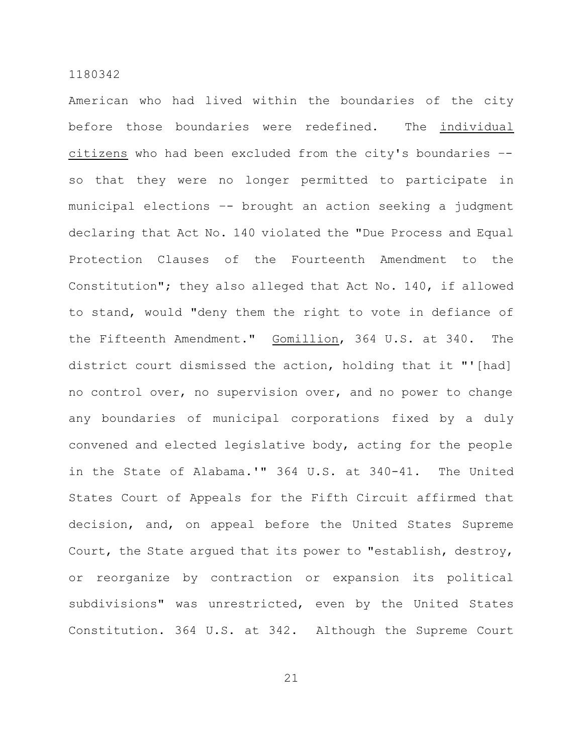American who had lived within the boundaries of the city before those boundaries were redefined. The _individual citizens_ who had been excluded from the city's boundaries -- so that they were no longer permitted to participate in municipal elections -- brought an action seeking a judgment declaring that Act No. 140 violated the "Due Process and Equal Protection Clauses of the Fourteenth Amendment to the Constitution"; they also alleged that Act No. 140, if allowed to stand, would "deny them the right to vote in defiance of the Fifteenth Amendment." _Gomillion_, 364 U.S. at 340. The district court dismissed the action, holding that it "'[had] no control over, no supervision over, and no power to change any boundaries of municipal corporations fixed by a duly convened and elected legislative body, acting for the people in the State of Alabama.'" 364 U.S. at 340-41. The United States Court of Appeals for the Fifth Circuit affirmed that decision, and, on appeal before the United States Supreme Court, the State argued that its power to "establish, destroy, or reorganize by contraction or expansion its political subdivisions" was unrestricted, even by the United States Constitution. 364 U.S. at 342. Although the Supreme Court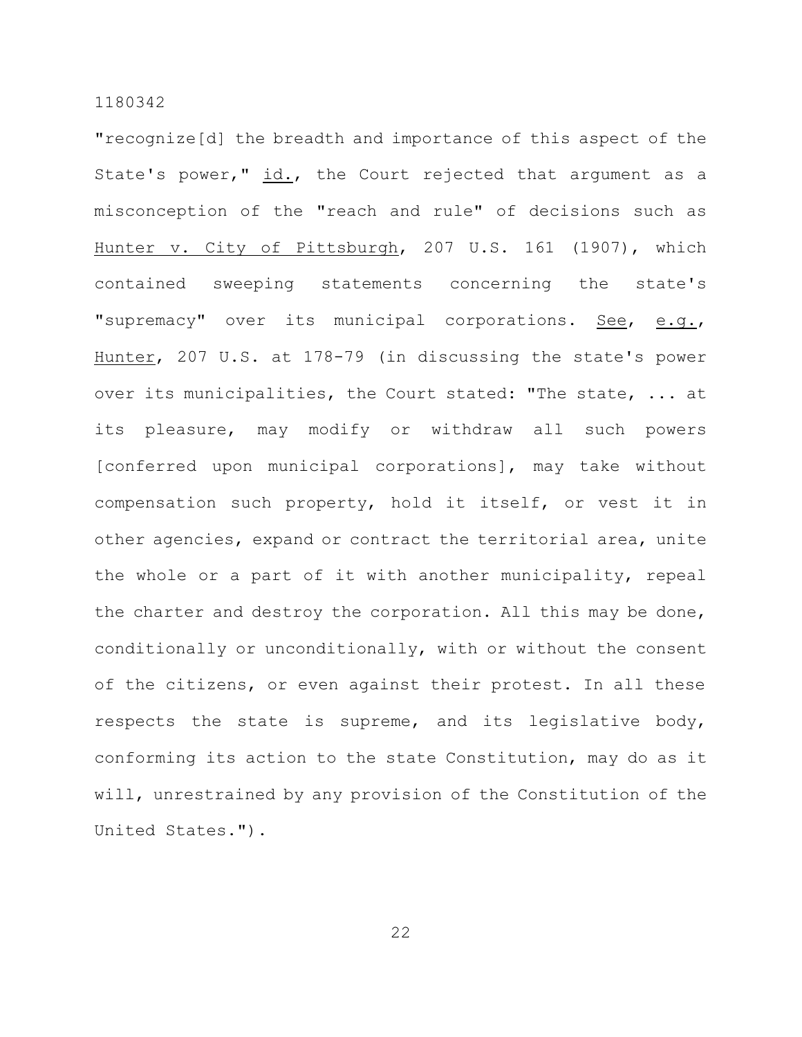"recognize[d] the breadth and importance of this aspect of the State's power," _id._, the Court rejected that argument as a misconception of the "reach and rule" of decisions such as _Hunter v. City of Pittsburgh_, 207 U.S. 161 (1907), which contained sweeping statements concerning the state's "supremacy" over its municipal corporations. _See_, _e.g._, _Hunter_, 207 U.S. at 178-79 (in discussing the state's power over its municipalities, the Court stated: "The state, ... at its pleasure, may modify or withdraw all such powers [conferred upon municipal corporations], may take without compensation such property, hold it itself, or vest it in other agencies, expand or contract the territorial area, unite the whole or a part of it with another municipality, repeal the charter and destroy the corporation. All this may be done, conditionally or unconditionally, with or without the consent of the citizens, or even against their protest. In all these respects the state is supreme, and its legislative body, conforming its action to the state Constitution, may do as it will, unrestrained by any provision of the Constitution of the United States.").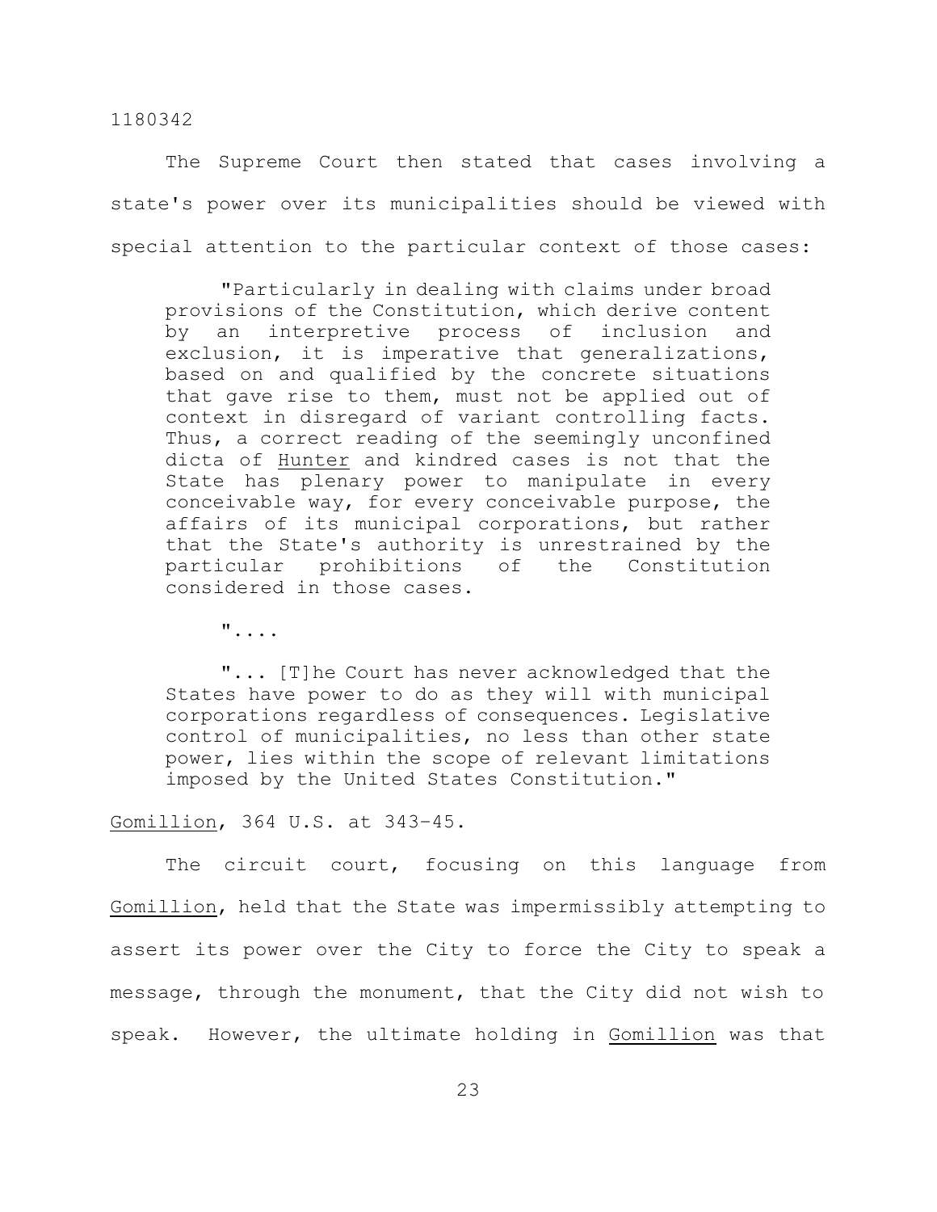The Supreme Court then stated that cases involving a state's power over its municipalities should be viewed with special attention to the particular context of those cases:

> "Particularly in dealing with claims under broad provisions of the Constitution, which derive content by an interpretive process of inclusion and exclusion, it is imperative that generalizations, based on and qualified by the concrete situations that gave rise to them, must not be applied out of context in disregard of variant controlling facts. Thus, a correct reading of the seemingly unconfined dicta of Hunter and kindred cases is not that the State has plenary power to manipulate in every conceivable way, for every conceivable purpose, the affairs of its municipal corporations, but rather that the State's authority is unrestrained by the particular prohibitions of the Constitution considered in those cases.
>
> "....
>
> "... [T]he Court has never acknowledged that the States have power to do as they will with municipal corporations regardless of consequences. Legislative control of municipalities, no less than other state power, lies within the scope of relevant limitations imposed by the United States Constitution."

Gomillion, 364 U.S. at 343-45.

The circuit court, focusing on this language from Gomillion, held that the State was impermissibly attempting to assert its power over the City to force the City to speak a message, through the monument, that the City did not wish to speak. However, the ultimate holding in Gomillion was that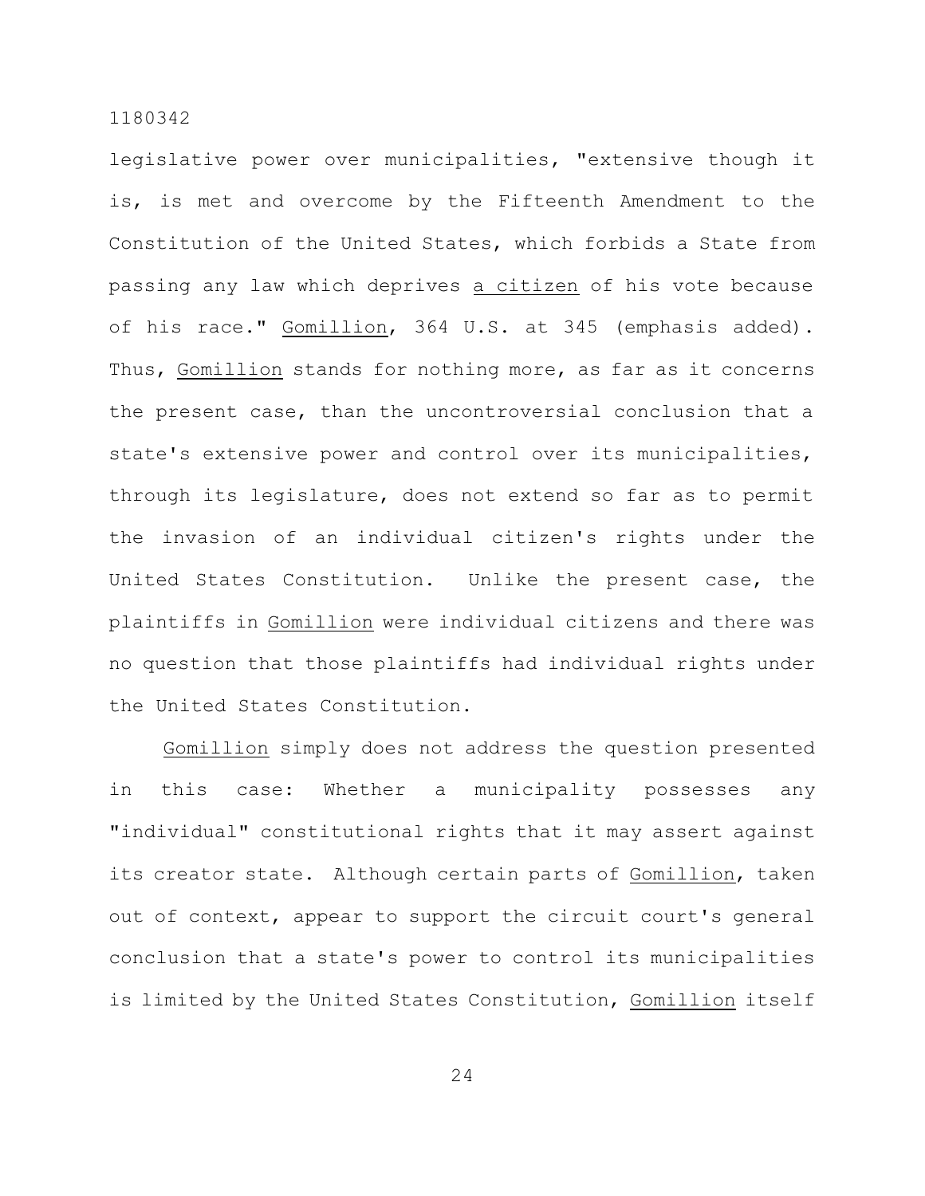legislative power over municipalities, "extensive though it is, is met and overcome by the Fifteenth Amendment to the Constitution of the United States, which forbids a State from passing any law which deprives a citizen of his vote because of his race." Gomillion, 364 U.S. at 345 (emphasis added). Thus, Gomillion stands for nothing more, as far as it concerns the present case, than the uncontroversial conclusion that a state's extensive power and control over its municipalities, through its legislature, does not extend so far as to permit the invasion of an individual citizen's rights under the United States Constitution. Unlike the present case, the plaintiffs in Gomillion were individual citizens and there was no question that those plaintiffs had individual rights under the United States Constitution.

Gomillion simply does not address the question presented in this case: Whether a municipality possesses any "individual" constitutional rights that it may assert against its creator state. Although certain parts of Gomillion, taken out of context, appear to support the circuit court's general conclusion that a state's power to control its municipalities is limited by the United States Constitution, Gomillion itself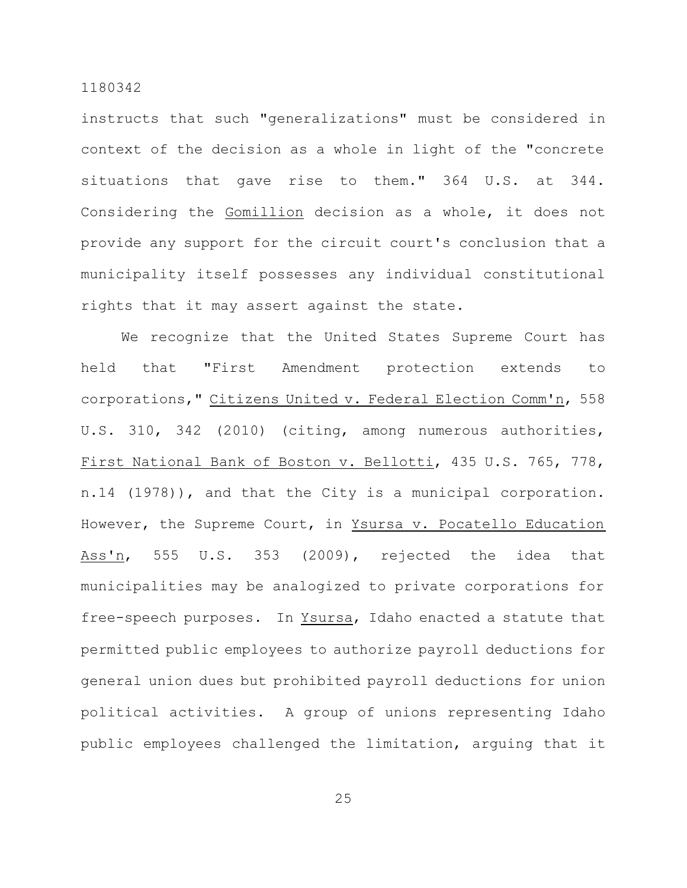instructs that such "generalizations" must be considered in context of the decision as a whole in light of the "concrete situations that gave rise to them." 364 U.S. at 344. Considering the Gomillion decision as a whole, it does not provide any support for the circuit court's conclusion that a municipality itself possesses any individual constitutional rights that it may assert against the state.

We recognize that the United States Supreme Court has held that "First Amendment protection extends to corporations," Citizens United v. Federal Election Comm'n, 558 U.S. 310, 342 (2010) (citing, among numerous authorities, First National Bank of Boston v. Bellotti, 435 U.S. 765, 778, n.14 (1978)), and that the City is a municipal corporation. However, the Supreme Court, in Ysursa v. Pocatello Education Ass'n, 555 U.S. 353 (2009), rejected the idea that municipalities may be analogized to private corporations for free-speech purposes. In Ysursa, Idaho enacted a statute that permitted public employees to authorize payroll deductions for general union dues but prohibited payroll deductions for union political activities. A group of unions representing Idaho public employees challenged the limitation, arguing that it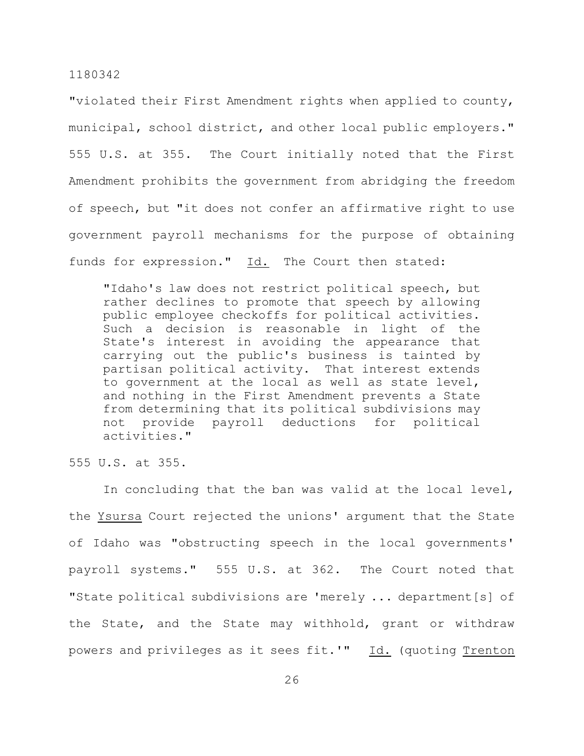"violated their First Amendment rights when applied to county, municipal, school district, and other local public employers." 555 U.S. at 355. The Court initially noted that the First Amendment prohibits the government from abridging the freedom of speech, but "it does not confer an affirmative right to use government payroll mechanisms for the purpose of obtaining funds for expression." Id. The Court then stated:

> "Idaho's law does not restrict political speech, but rather declines to promote that speech by allowing public employee checkoffs for political activities. Such a decision is reasonable in light of the State's interest in avoiding the appearance that carrying out the public's business is tainted by partisan political activity. That interest extends to government at the local as well as state level, and nothing in the First Amendment prevents a State from determining that its political subdivisions may not provide payroll deductions for political activities."

555 U.S. at 355.

In concluding that the ban was valid at the local level, the Ysursa Court rejected the unions' argument that the State of Idaho was "obstructing speech in the local governments' payroll systems." 555 U.S. at 362. The Court noted that "State political subdivisions are 'merely ... department[s] of the State, and the State may withhold, grant or withdraw powers and privileges as it sees fit.'" Id. (quoting Trenton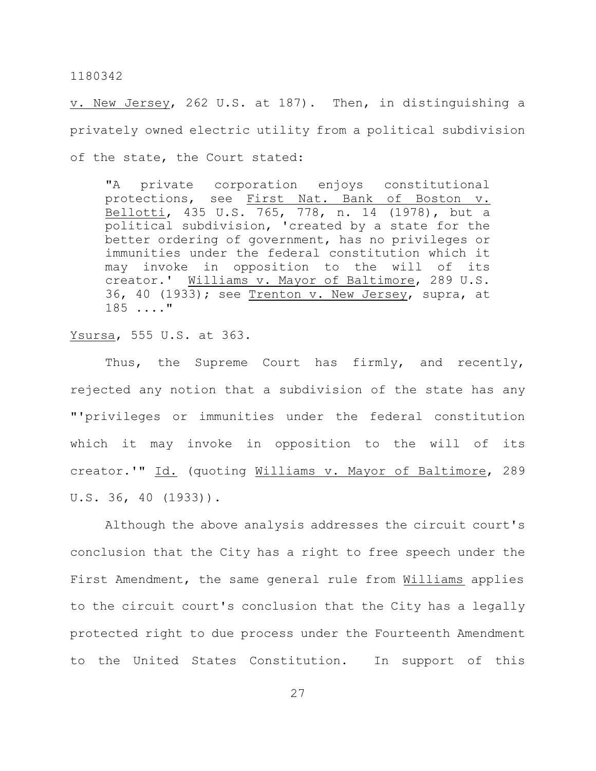v. New Jersey, 262 U.S. at 187). Then, in distinguishing a privately owned electric utility from a political subdivision of the state, the Court stated:

> "A private corporation enjoys constitutional protections, see First Nat. Bank of Boston v. Bellotti, 435 U.S. 765, 778, n. 14 (1978), but a political subdivision, 'created by a state for the better ordering of government, has no privileges or immunities under the federal constitution which it may invoke in opposition to the will of its creator.' Williams v. Mayor of Baltimore, 289 U.S. 36, 40 (1933); see Trenton v. New Jersey, supra, at 185 ...."

Ysursa, 555 U.S. at 363.

Thus, the Supreme Court has firmly, and recently, rejected any notion that a subdivision of the state has any "'privileges or immunities under the federal constitution which it may invoke in opposition to the will of its creator.'" Id. (quoting Williams v. Mayor of Baltimore, 289 U.S. 36, 40 (1933)).

Although the above analysis addresses the circuit court's conclusion that the City has a right to free speech under the First Amendment, the same general rule from Williams applies to the circuit court's conclusion that the City has a legally protected right to due process under the Fourteenth Amendment to the United States Constitution. In support of this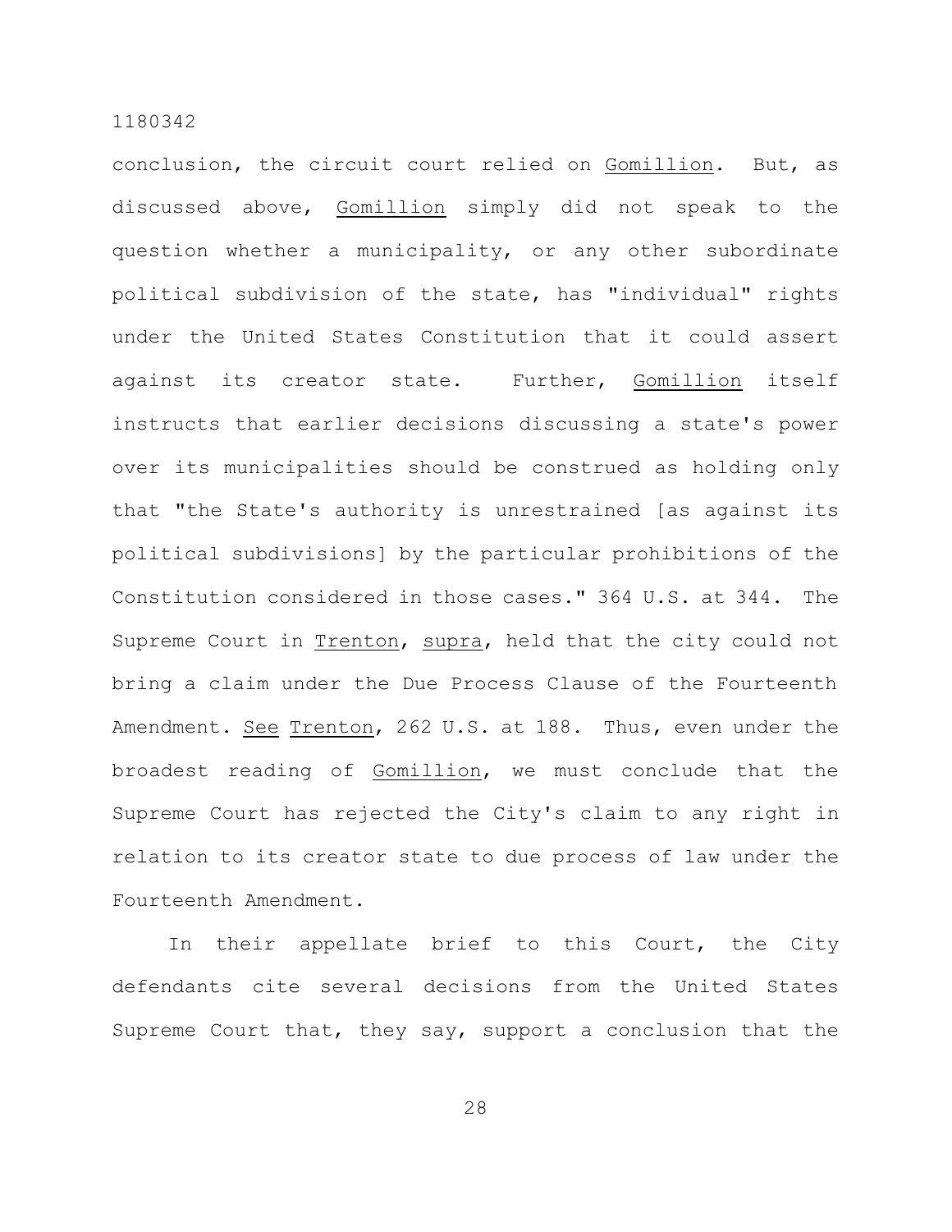conclusion, the circuit court relied on _Gomillion_. But, as discussed above, _Gomillion_ simply did not speak to the question whether a municipality, or any other subordinate political subdivision of the state, has "individual" rights under the United States Constitution that it could assert against its creator state. Further, _Gomillion_ itself instructs that earlier decisions discussing a state's power over its municipalities should be construed as holding only that "the State's authority is unrestrained [as against its political subdivisions] by the particular prohibitions of the Constitution considered in those cases." 364 U.S. at 344. The Supreme Court in _Trenton_, _supra_, held that the city could not bring a claim under the Due Process Clause of the Fourteenth Amendment. _See_ _Trenton_, 262 U.S. at 188. Thus, even under the broadest reading of _Gomillion_, we must conclude that the Supreme Court has rejected the City's claim to any right in relation to its creator state to due process of law under the Fourteenth Amendment.

In their appellate brief to this Court, the City defendants cite several decisions from the United States Supreme Court that, they say, support a conclusion that the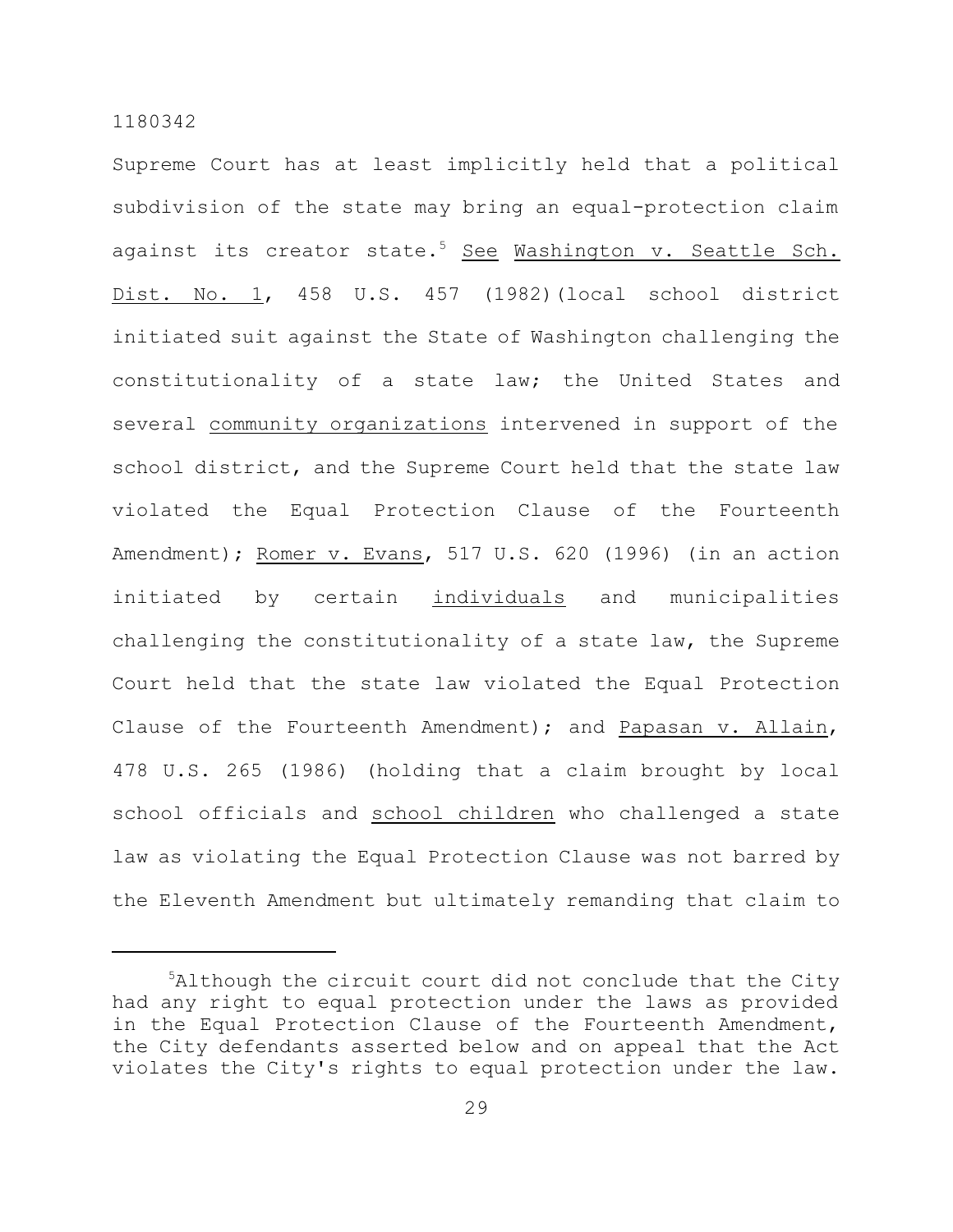Supreme Court has at least implicitly held that a political subdivision of the state may bring an equal-protection claim against its creator state.[5] _See_ _Washington v. Seattle Sch. Dist. No. 1_, 458 U.S. 457 (1982)(local school district initiated suit against the State of Washington challenging the constitutionality of a state law; the United States and several _community organizations_ intervened in support of the school district, and the Supreme Court held that the state law violated the Equal Protection Clause of the Fourteenth Amendment); _Romer v. Evans_, 517 U.S. 620 (1996) (in an action initiated by certain _individuals_ and municipalities challenging the constitutionality of a state law, the Supreme Court held that the state law violated the Equal Protection Clause of the Fourteenth Amendment); and _Papasan v. Allain_, 478 U.S. 265 (1986) (holding that a claim brought by local school officials and _school children_ who challenged a state law as violating the Equal Protection Clause was not barred by the Eleventh Amendment but ultimately remanding that claim to

---

[5]Although the circuit court did not conclude that the City had any right to equal protection under the laws as provided in the Equal Protection Clause of the Fourteenth Amendment, the City defendants asserted below and on appeal that the Act violates the City's rights to equal protection under the law.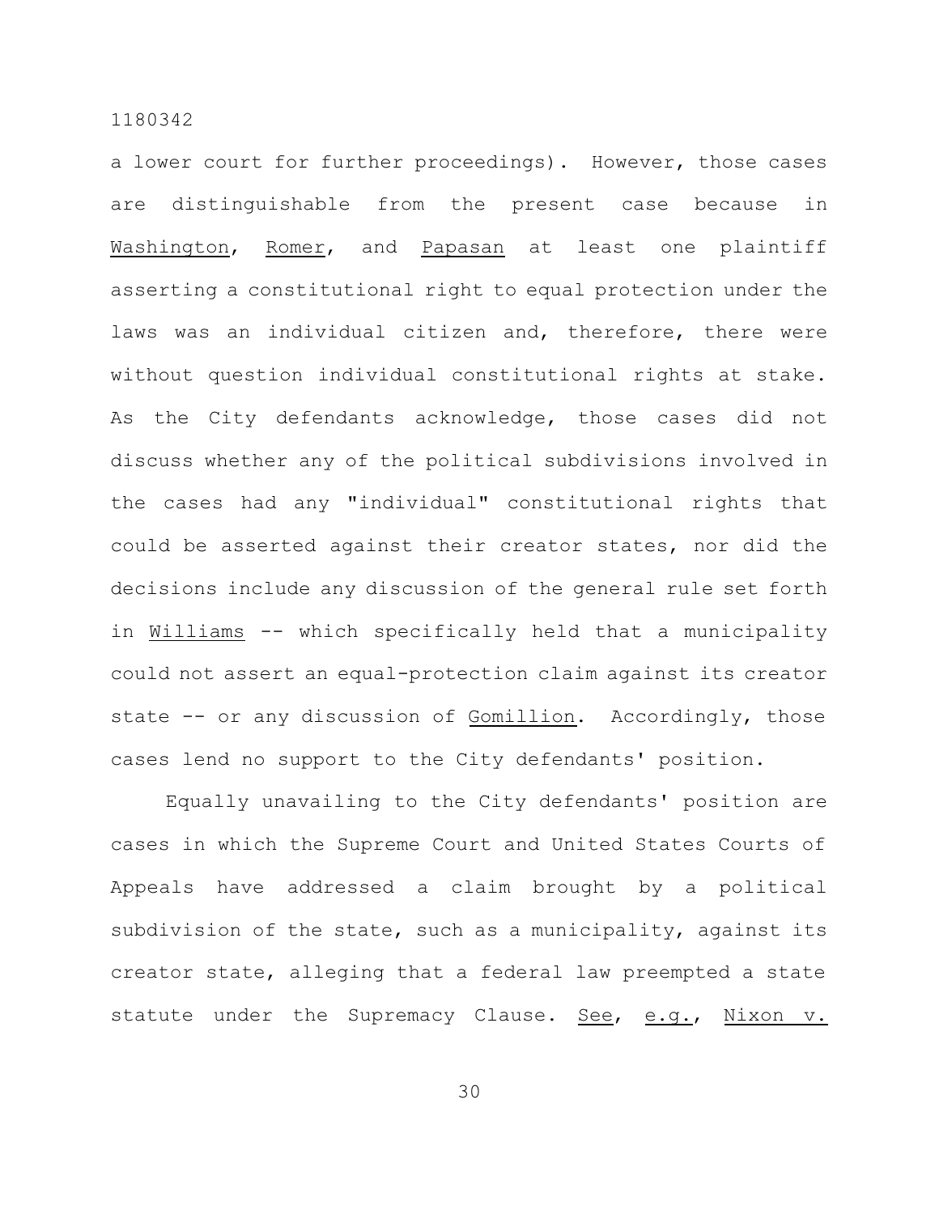a lower court for further proceedings). However, those cases are distinguishable from the present case because in Washington, Romer, and Papasan at least one plaintiff asserting a constitutional right to equal protection under the laws was an individual citizen and, therefore, there were without question individual constitutional rights at stake. As the City defendants acknowledge, those cases did not discuss whether any of the political subdivisions involved in the cases had any "individual" constitutional rights that could be asserted against their creator states, nor did the decisions include any discussion of the general rule set forth in Williams -- which specifically held that a municipality could not assert an equal-protection claim against its creator state -- or any discussion of Gomillion. Accordingly, those cases lend no support to the City defendants' position.

Equally unavailing to the City defendants' position are cases in which the Supreme Court and United States Courts of Appeals have addressed a claim brought by a political subdivision of the state, such as a municipality, against its creator state, alleging that a federal law preempted a state statute under the Supremacy Clause. See, e.g., Nixon v.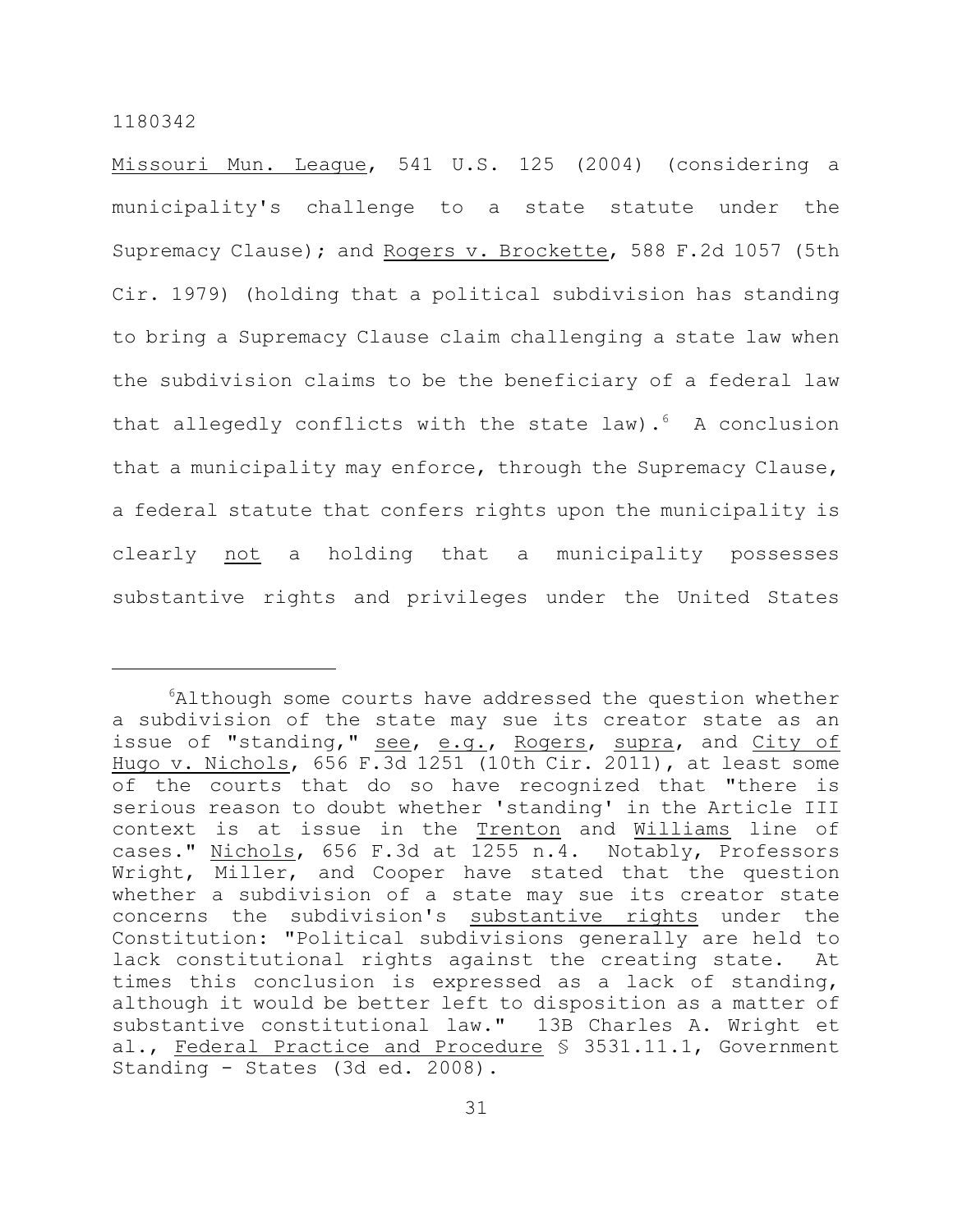Missouri Mun. League, 541 U.S. 125 (2004) (considering a municipality's challenge to a state statute under the Supremacy Clause); and Rogers v. Brockette, 588 F.2d 1057 (5th Cir. 1979) (holding that a political subdivision has standing to bring a Supremacy Clause claim challenging a state law when the subdivision claims to be the beneficiary of a federal law that allegedly conflicts with the state law).[6] A conclusion that a municipality may enforce, through the Supremacy Clause, a federal statute that confers rights upon the municipality is clearly not a holding that a municipality possesses substantive rights and privileges under the United States

---

[6]Although some courts have addressed the question whether a subdivision of the state may sue its creator state as an issue of "standing," see, e.g., Rogers, supra, and City of Hugo v. Nichols, 656 F.3d 1251 (10th Cir. 2011), at least some of the courts that do so have recognized that "there is serious reason to doubt whether 'standing' in the Article III context is at issue in the Trenton and Williams line of cases." Nichols, 656 F.3d at 1255 n.4. Notably, Professors Wright, Miller, and Cooper have stated that the question whether a subdivision of a state may sue its creator state concerns the subdivision's substantive rights under the Constitution: "Political subdivisions generally are held to lack constitutional rights against the creating state. At times this conclusion is expressed as a lack of standing, although it would be better left to disposition as a matter of substantive constitutional law." 13B Charles A. Wright et al., Federal Practice and Procedure § 3531.11.1, Government Standing - States (3d ed. 2008).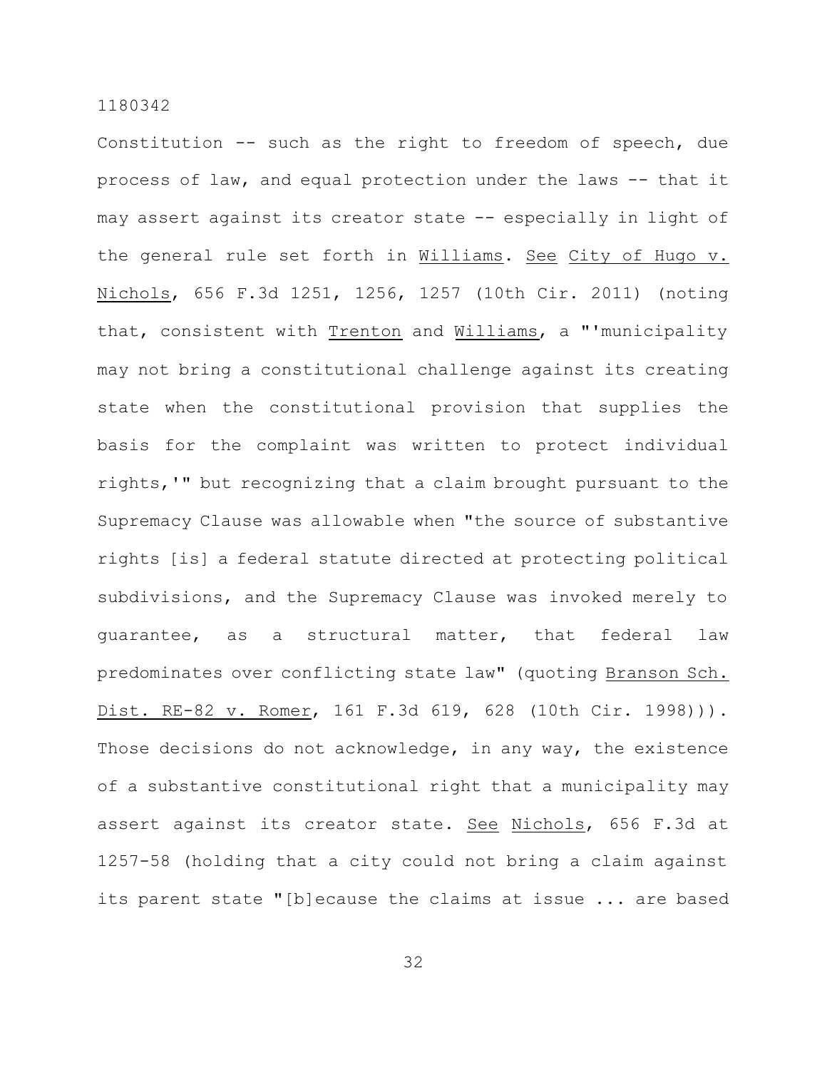Constitution -- such as the right to freedom of speech, due process of law, and equal protection under the laws -- that it may assert against its creator state -- especially in light of the general rule set forth in Williams. See City of Hugo v. Nichols, 656 F.3d 1251, 1256, 1257 (10th Cir. 2011) (noting that, consistent with Trenton and Williams, a "'municipality may not bring a constitutional challenge against its creating state when the constitutional provision that supplies the basis for the complaint was written to protect individual rights,'" but recognizing that a claim brought pursuant to the Supremacy Clause was allowable when "the source of substantive rights [is] a federal statute directed at protecting political subdivisions, and the Supremacy Clause was invoked merely to guarantee, as a structural matter, that federal law predominates over conflicting state law" (quoting Branson Sch. Dist. RE-82 v. Romer, 161 F.3d 619, 628 (10th Cir. 1998))). Those decisions do not acknowledge, in any way, the existence of a substantive constitutional right that a municipality may assert against its creator state. See Nichols, 656 F.3d at 1257-58 (holding that a city could not bring a claim against its parent state "[b]ecause the claims at issue ... are based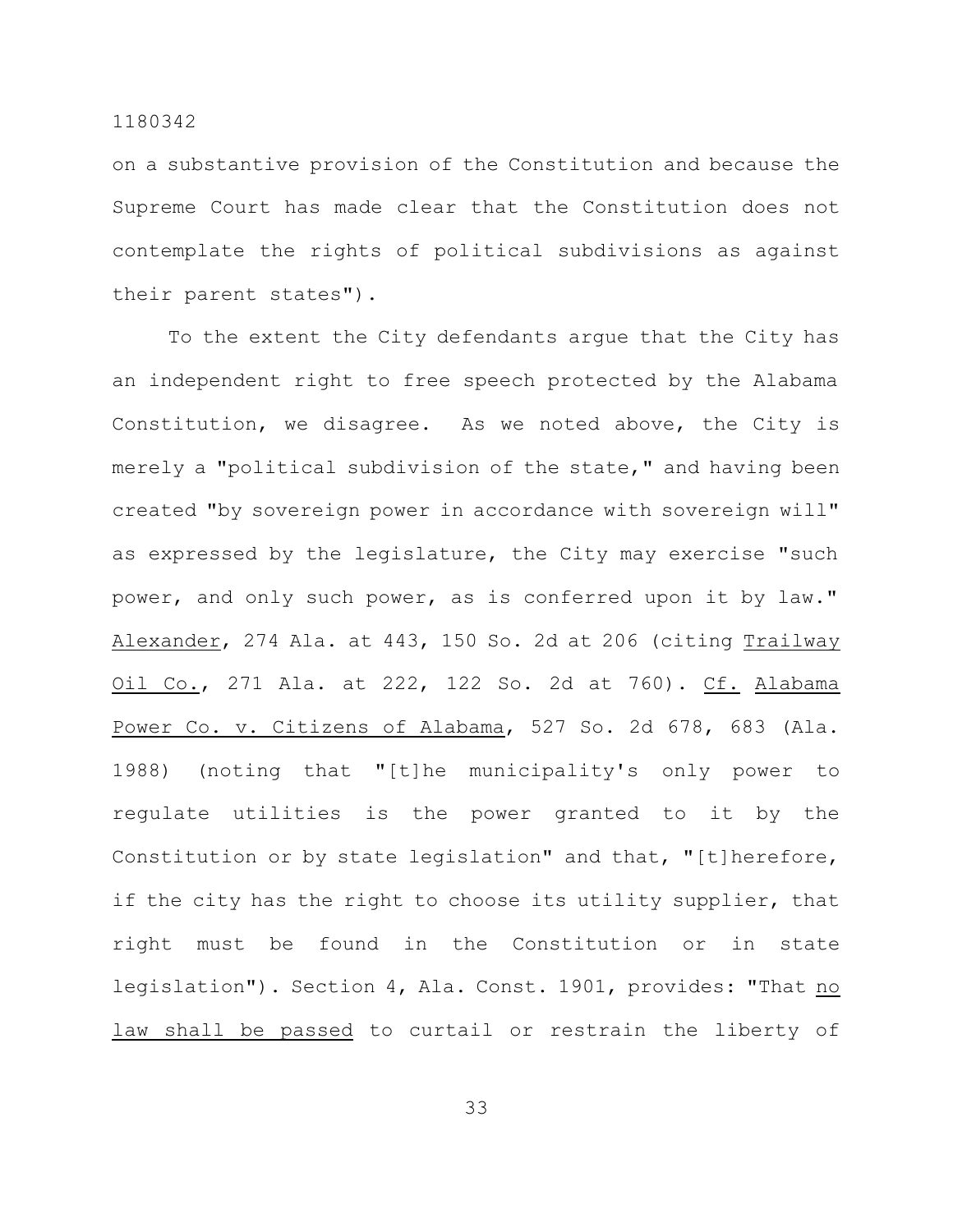on a substantive provision of the Constitution and because the Supreme Court has made clear that the Constitution does not contemplate the rights of political subdivisions as against their parent states").

To the extent the City defendants argue that the City has an independent right to free speech protected by the Alabama Constitution, we disagree. As we noted above, the City is merely a "political subdivision of the state," and having been created "by sovereign power in accordance with sovereign will" as expressed by the legislature, the City may exercise "such power, and only such power, as is conferred upon it by law." Alexander, 274 Ala. at 443, 150 So. 2d at 206 (citing Trailway Oil Co., 271 Ala. at 222, 122 So. 2d at 760). Cf. Alabama Power Co. v. Citizens of Alabama, 527 So. 2d 678, 683 (Ala. 1988) (noting that "[t]he municipality's only power to regulate utilities is the power granted to it by the Constitution or by state legislation" and that, "[t]herefore, if the city has the right to choose its utility supplier, that right must be found in the Constitution or in state legislation"). Section 4, Ala. Const. 1901, provides: "That no law shall be passed to curtail or restrain the liberty of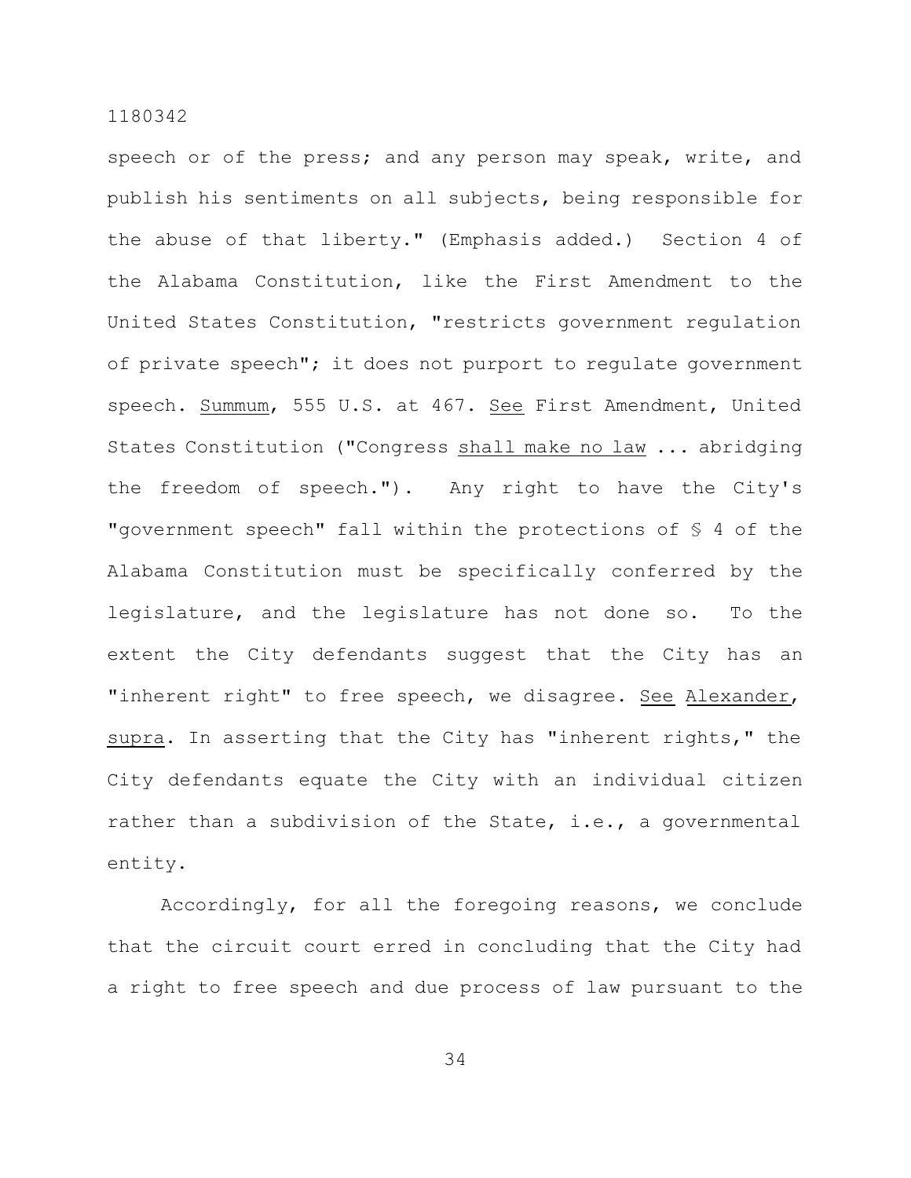speech or of the press; and any person may speak, write, and publish his sentiments on all subjects, being responsible for the abuse of that liberty." (Emphasis added.) Section 4 of the Alabama Constitution, like the First Amendment to the United States Constitution, "restricts government regulation of private speech"; it does not purport to regulate government speech. Summum, 555 U.S. at 467. See First Amendment, United States Constitution ("Congress shall make no law ... abridging the freedom of speech."). Any right to have the City's "government speech" fall within the protections of § 4 of the Alabama Constitution must be specifically conferred by the legislature, and the legislature has not done so. To the extent the City defendants suggest that the City has an "inherent right" to free speech, we disagree. See Alexander, supra. In asserting that the City has "inherent rights," the City defendants equate the City with an individual citizen rather than a subdivision of the State, i.e., a governmental entity.

Accordingly, for all the foregoing reasons, we conclude that the circuit court erred in concluding that the City had a right to free speech and due process of law pursuant to the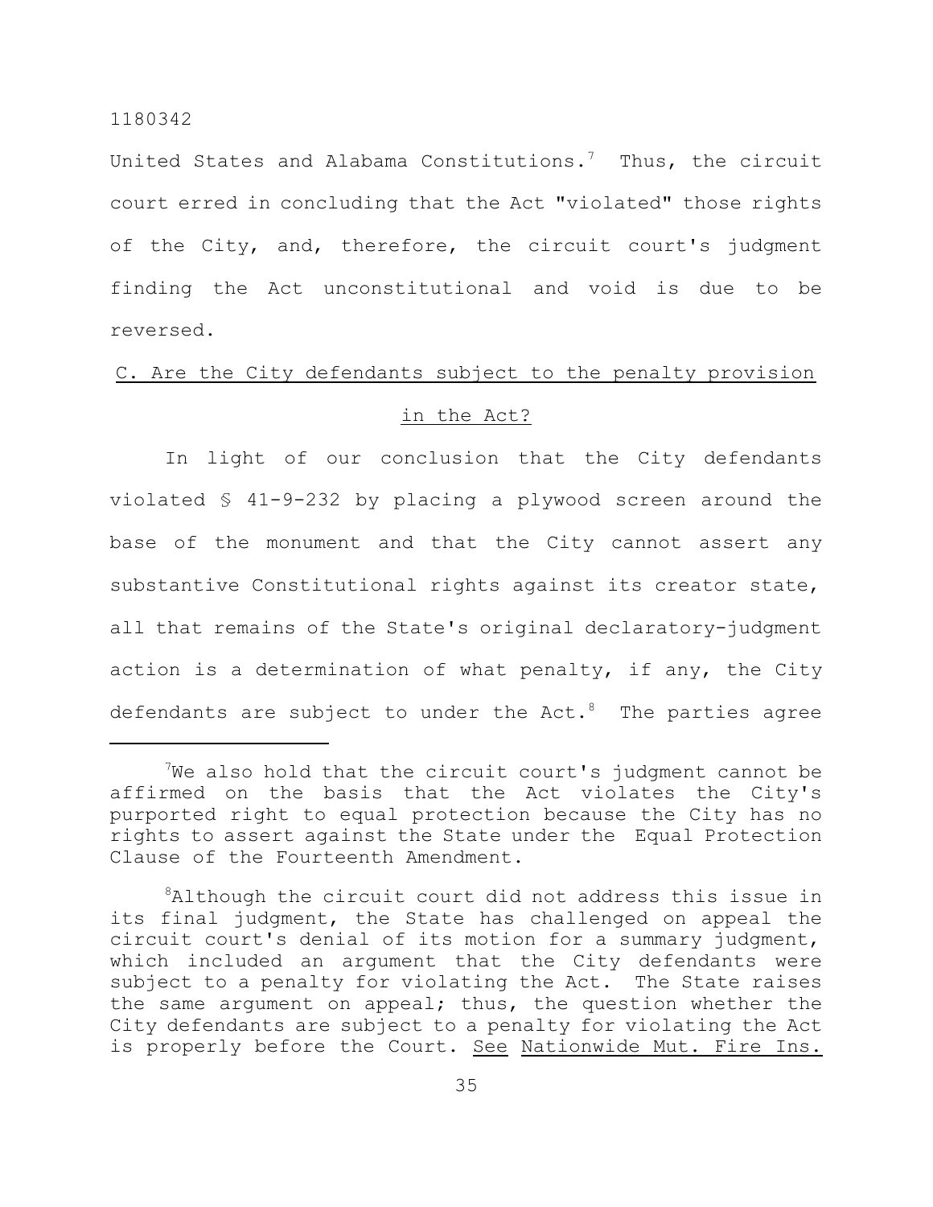United States and Alabama Constitutions.[7] Thus, the circuit court erred in concluding that the Act "violated" those rights of the City, and, therefore, the circuit court's judgment finding the Act unconstitutional and void is due to be reversed.

C. Are the City defendants subject to the penalty provision in the Act?

In light of our conclusion that the City defendants violated § 41-9-232 by placing a plywood screen around the base of the monument and that the City cannot assert any substantive Constitutional rights against its creator state, all that remains of the State's original declaratory-judgment action is a determination of what penalty, if any, the City defendants are subject to under the Act.[8] The parties agree

---

[7]We also hold that the circuit court's judgment cannot be affirmed on the basis that the Act violates the City's purported right to equal protection because the City has no rights to assert against the State under the Equal Protection Clause of the Fourteenth Amendment.

[8]Although the circuit court did not address this issue in its final judgment, the State has challenged on appeal the circuit court's denial of its motion for a summary judgment, which included an argument that the City defendants were subject to a penalty for violating the Act. The State raises the same argument on appeal; thus, the question whether the City defendants are subject to a penalty for violating the Act is properly before the Court. See Nationwide Mut. Fire Ins.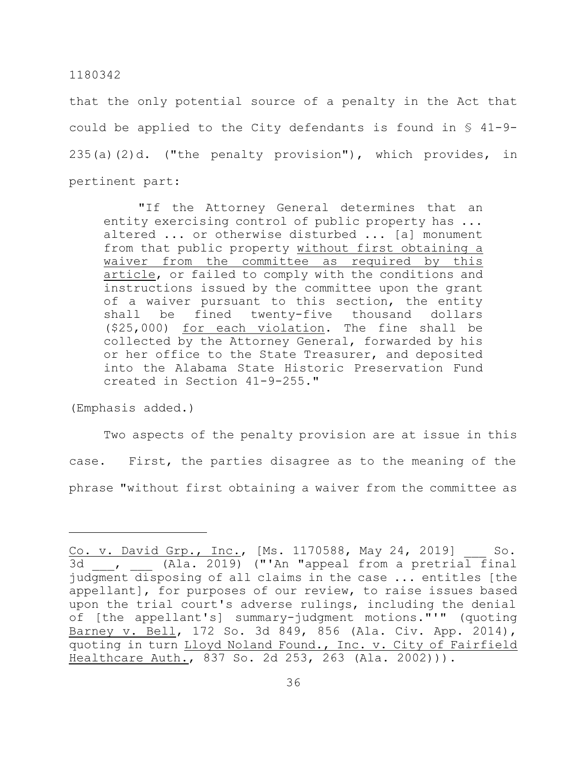that the only potential source of a penalty in the Act that could be applied to the City defendants is found in § 41-9-235(a)(2)d. ("the penalty provision"), which provides, in pertinent part:

> "If the Attorney General determines that an entity exercising control of public property has ... altered ... or otherwise disturbed ... [a] monument from that public property <u>without first obtaining a waiver from the committee as required by this article</u>, or failed to comply with the conditions and instructions issued by the committee upon the grant of a waiver pursuant to this section, the entity shall be fined twenty-five thousand dollars ($25,000) <u>for each violation</u>. The fine shall be collected by the Attorney General, forwarded by his or her office to the State Treasurer, and deposited into the Alabama State Historic Preservation Fund created in Section 41-9-255."

(Emphasis added.)

Two aspects of the penalty provision are at issue in this case. First, the parties disagree as to the meaning of the phrase "without first obtaining a waiver from the committee as

---

<u>Co. v. David Grp., Inc.</u>, [Ms. 1170588, May 24, 2019] ___ So. 3d ___, ___ (Ala. 2019) ("'An "appeal from a pretrial final judgment disposing of all claims in the case ... entitles [the appellant], for purposes of our review, to raise issues based upon the trial court's adverse rulings, including the denial of [the appellant's] summary-judgment motions."'" (quoting <u>Barney v. Bell</u>, 172 So. 3d 849, 856 (Ala. Civ. App. 2014), quoting in turn <u>Lloyd Noland Found., Inc. v. City of Fairfield Healthcare Auth.</u>, 837 So. 2d 253, 263 (Ala. 2002))).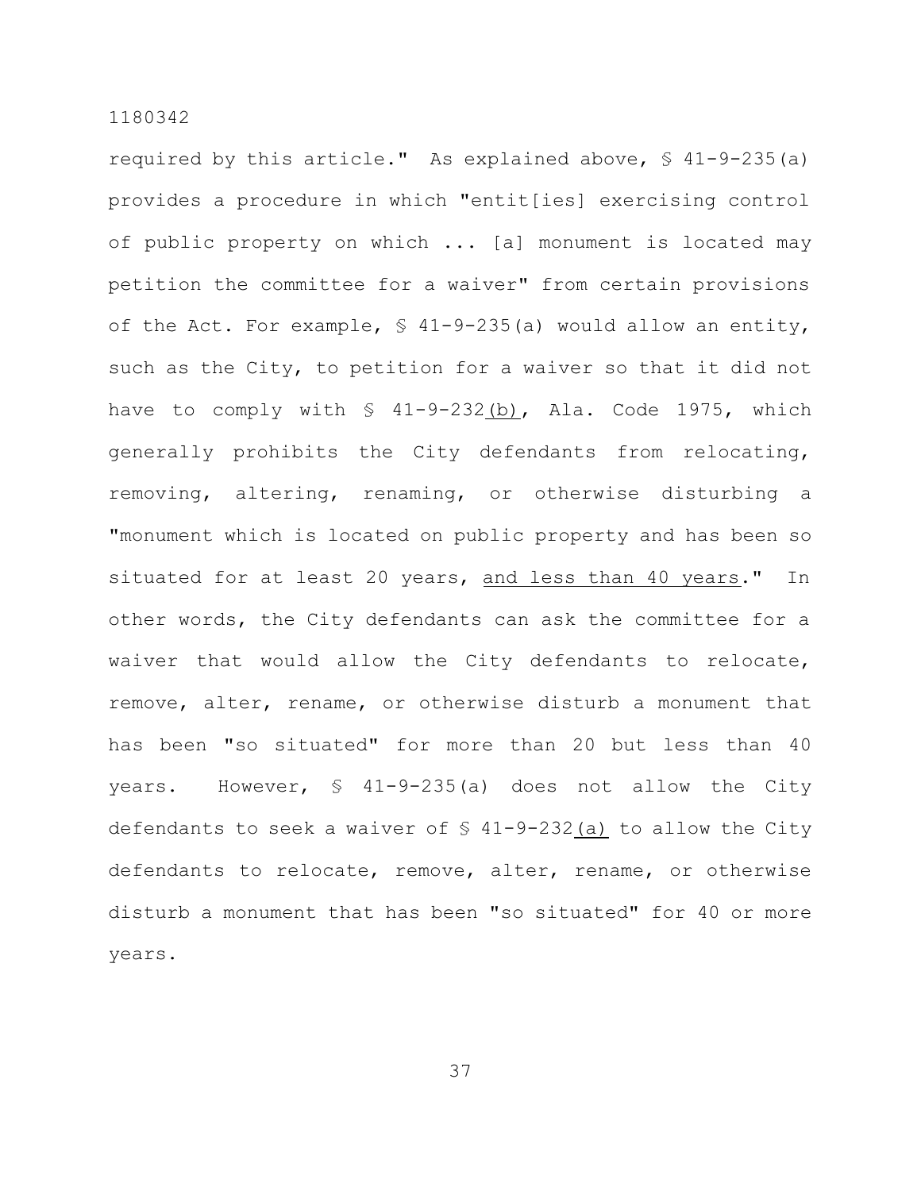required by this article." As explained above, § 41-9-235(a) provides a procedure in which "entit[ies] exercising control of public property on which ... [a] monument is located may petition the committee for a waiver" from certain provisions of the Act. For example, § 41-9-235(a) would allow an entity, such as the City, to petition for a waiver so that it did not have to comply with § 41-9-232<u>(b)</u>, Ala. Code 1975, which generally prohibits the City defendants from relocating, removing, altering, renaming, or otherwise disturbing a "monument which is located on public property and has been so situated for at least 20 years, <u>and less than 40 years</u>." In other words, the City defendants can ask the committee for a waiver that would allow the City defendants to relocate, remove, alter, rename, or otherwise disturb a monument that has been "so situated" for more than 20 but less than 40 years. However, § 41-9-235(a) does not allow the City defendants to seek a waiver of § 41-9-232<u>(a)</u> to allow the City defendants to relocate, remove, alter, rename, or otherwise disturb a monument that has been "so situated" for 40 or more years.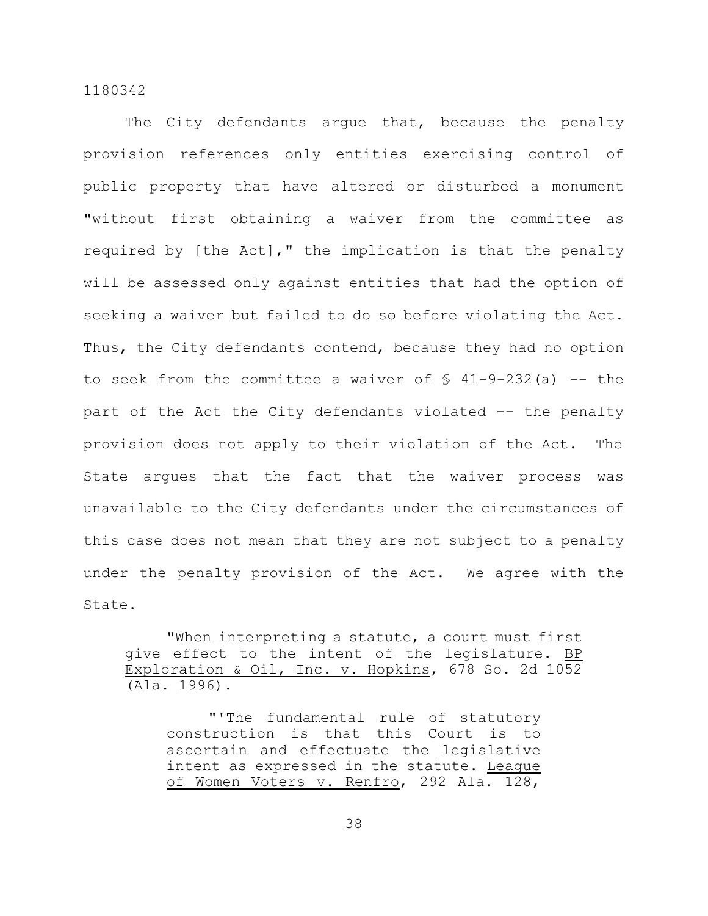The City defendants argue that, because the penalty provision references only entities exercising control of public property that have altered or disturbed a monument "without first obtaining a waiver from the committee as required by [the Act]," the implication is that the penalty will be assessed only against entities that had the option of seeking a waiver but failed to do so before violating the Act. Thus, the City defendants contend, because they had no option to seek from the committee a waiver of § 41-9-232(a) -- the part of the Act the City defendants violated -- the penalty provision does not apply to their violation of the Act. The State argues that the fact that the waiver process was unavailable to the City defendants under the circumstances of this case does not mean that they are not subject to a penalty under the penalty provision of the Act. We agree with the State.

> "When interpreting a statute, a court must first give effect to the intent of the legislature. BP Exploration & Oil, Inc. v. Hopkins, 678 So. 2d 1052 (Ala. 1996).
>
> > "'The fundamental rule of statutory construction is that this Court is to ascertain and effectuate the legislative intent as expressed in the statute. League of Women Voters v. Renfro, 292 Ala. 128,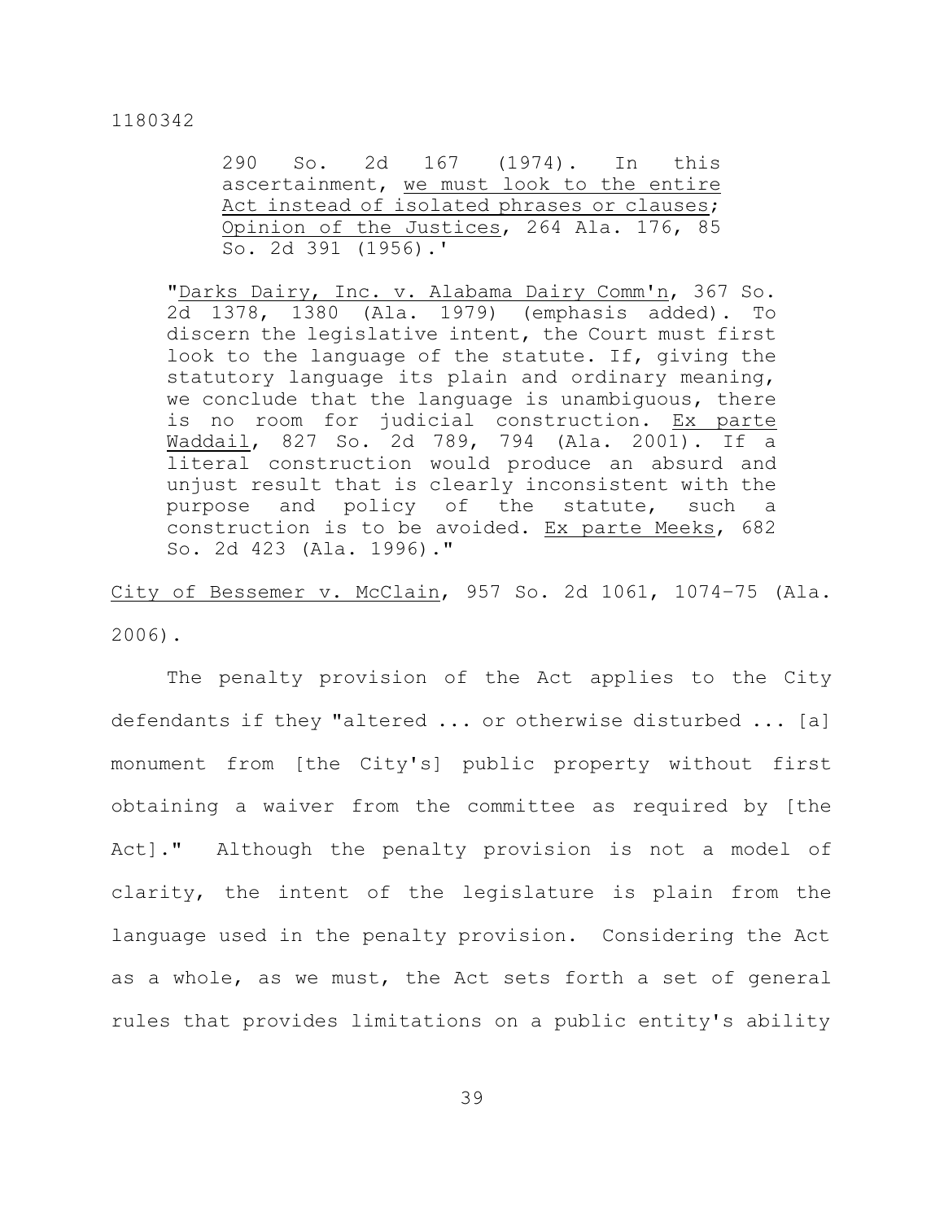> 290 So. 2d 167 (1974). In this ascertainment, <u>we must look to the entire Act instead of isolated phrases or clauses</u>; <u>Opinion of the Justices</u>, 264 Ala. 176, 85 So. 2d 391 (1956).'
>
> "<u>Darks Dairy, Inc. v. Alabama Dairy Comm'n</u>, 367 So. 2d 1378, 1380 (Ala. 1979) (emphasis added). To discern the legislative intent, the Court must first look to the language of the statute. If, giving the statutory language its plain and ordinary meaning, we conclude that the language is unambiguous, there is no room for judicial construction. <u>Ex parte Waddail</u>, 827 So. 2d 789, 794 (Ala. 2001). If a literal construction would produce an absurd and unjust result that is clearly inconsistent with the purpose and policy of the statute, such a construction is to be avoided. <u>Ex parte Meeks</u>, 682 So. 2d 423 (Ala. 1996)."

<u>City of Bessemer v. McClain</u>, 957 So. 2d 1061, 1074-75 (Ala. 2006).

The penalty provision of the Act applies to the City defendants if they "altered ... or otherwise disturbed ... [a] monument from [the City's] public property without first obtaining a waiver from the committee as required by [the Act]." Although the penalty provision is not a model of clarity, the intent of the legislature is plain from the language used in the penalty provision. Considering the Act as a whole, as we must, the Act sets forth a set of general rules that provides limitations on a public entity's ability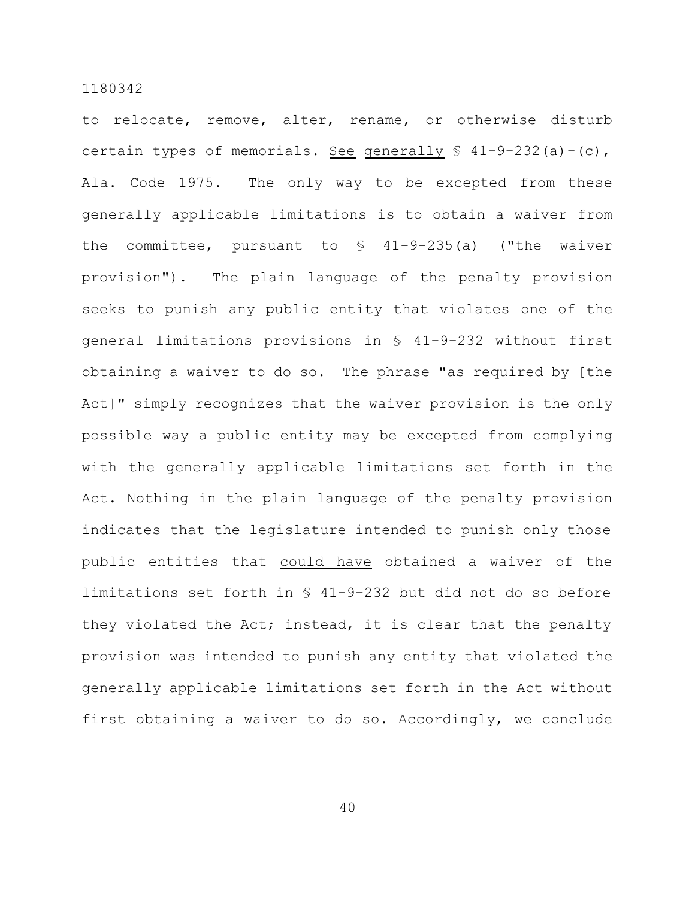to relocate, remove, alter, rename, or otherwise disturb certain types of memorials. See generally § 41-9-232(a)-(c), Ala. Code 1975. The only way to be excepted from these generally applicable limitations is to obtain a waiver from the committee, pursuant to § 41-9-235(a) ("the waiver provision"). The plain language of the penalty provision seeks to punish any public entity that violates one of the general limitations provisions in § 41-9-232 without first obtaining a waiver to do so. The phrase "as required by [the Act]" simply recognizes that the waiver provision is the only possible way a public entity may be excepted from complying with the generally applicable limitations set forth in the Act. Nothing in the plain language of the penalty provision indicates that the legislature intended to punish only those public entities that could have obtained a waiver of the limitations set forth in § 41-9-232 but did not do so before they violated the Act; instead, it is clear that the penalty provision was intended to punish any entity that violated the generally applicable limitations set forth in the Act without first obtaining a waiver to do so. Accordingly, we conclude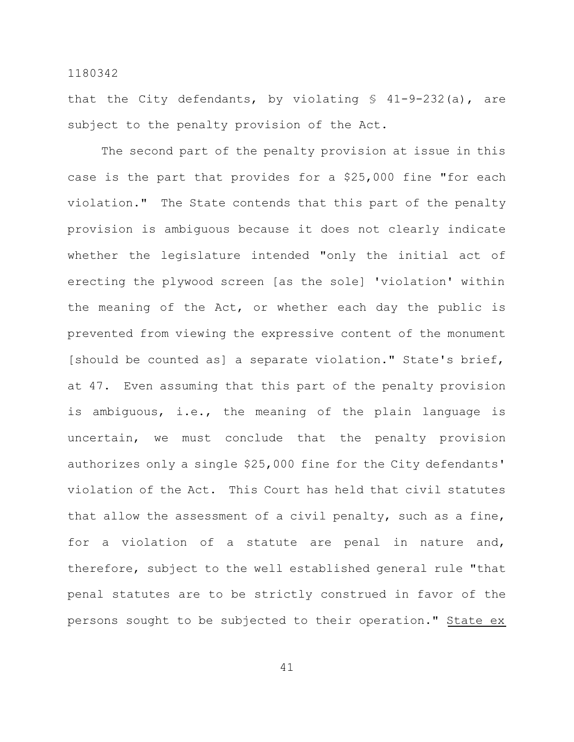that the City defendants, by violating § 41-9-232(a), are subject to the penalty provision of the Act.

The second part of the penalty provision at issue in this case is the part that provides for a $25,000 fine "for each violation." The State contends that this part of the penalty provision is ambiguous because it does not clearly indicate whether the legislature intended "only the initial act of erecting the plywood screen [as the sole] 'violation' within the meaning of the Act, or whether each day the public is prevented from viewing the expressive content of the monument [should be counted as] a separate violation." State's brief, at 47. Even assuming that this part of the penalty provision is ambiguous, i.e., the meaning of the plain language is uncertain, we must conclude that the penalty provision authorizes only a single $25,000 fine for the City defendants' violation of the Act. This Court has held that civil statutes that allow the assessment of a civil penalty, such as a fine, for a violation of a statute are penal in nature and, therefore, subject to the well established general rule "that penal statutes are to be strictly construed in favor of the persons sought to be subjected to their operation." <u>State ex</u>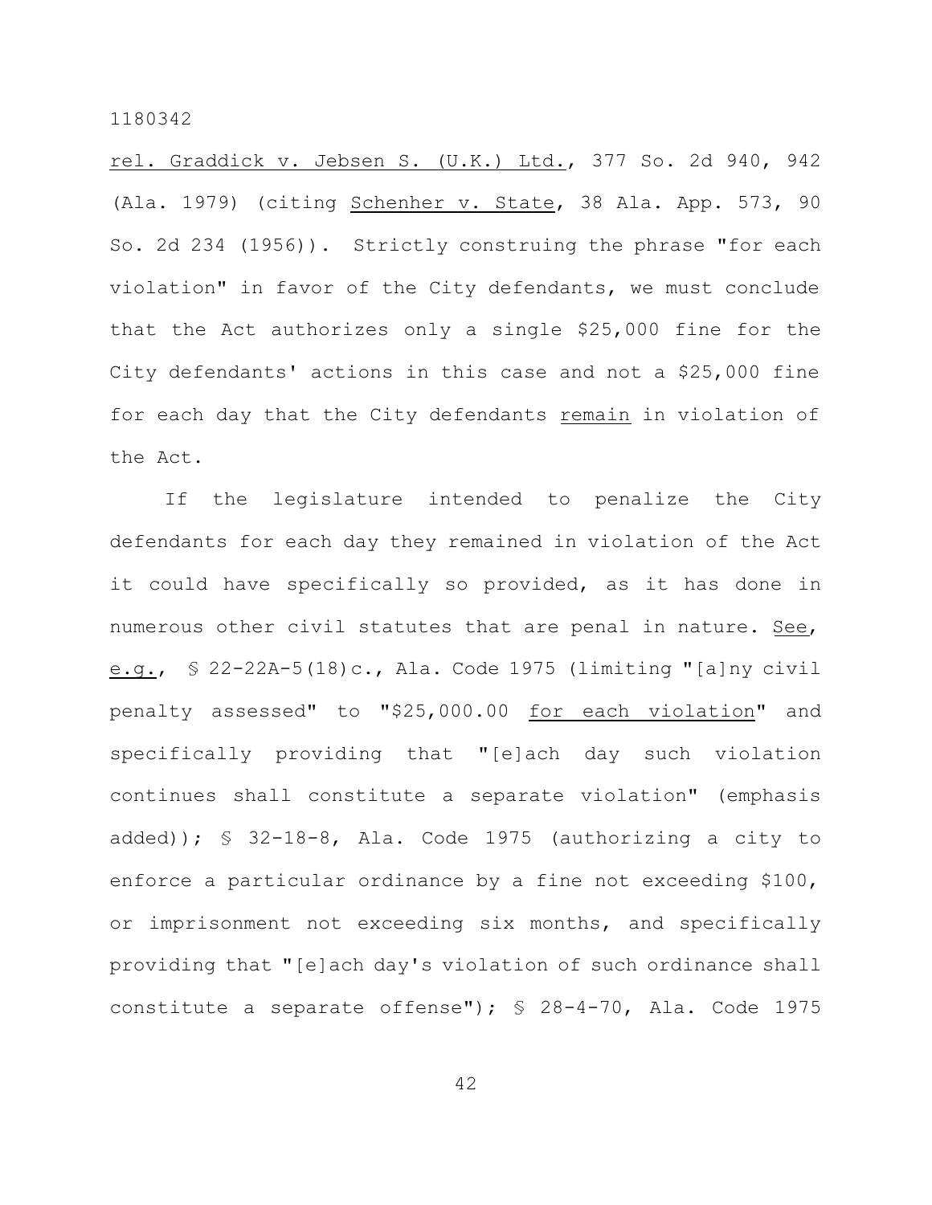rel. Graddick v. Jebsen S. (U.K.) Ltd., 377 So. 2d 940, 942 (Ala. 1979) (citing Schenher v. State, 38 Ala. App. 573, 90 So. 2d 234 (1956)). Strictly construing the phrase "for each violation" in favor of the City defendants, we must conclude that the Act authorizes only a single $25,000 fine for the City defendants' actions in this case and not a $25,000 fine for each day that the City defendants remain in violation of the Act.

If the legislature intended to penalize the City defendants for each day they remained in violation of the Act it could have specifically so provided, as it has done in numerous other civil statutes that are penal in nature. See, e.g., § 22-22A-5(18)c., Ala. Code 1975 (limiting "[a]ny civil penalty assessed" to "$25,000.00 for each violation" and specifically providing that "[e]ach day such violation continues shall constitute a separate violation" (emphasis added)); § 32-18-8, Ala. Code 1975 (authorizing a city to enforce a particular ordinance by a fine not exceeding $100, or imprisonment not exceeding six months, and specifically providing that "[e]ach day's violation of such ordinance shall constitute a separate offense"); § 28-4-70, Ala. Code 1975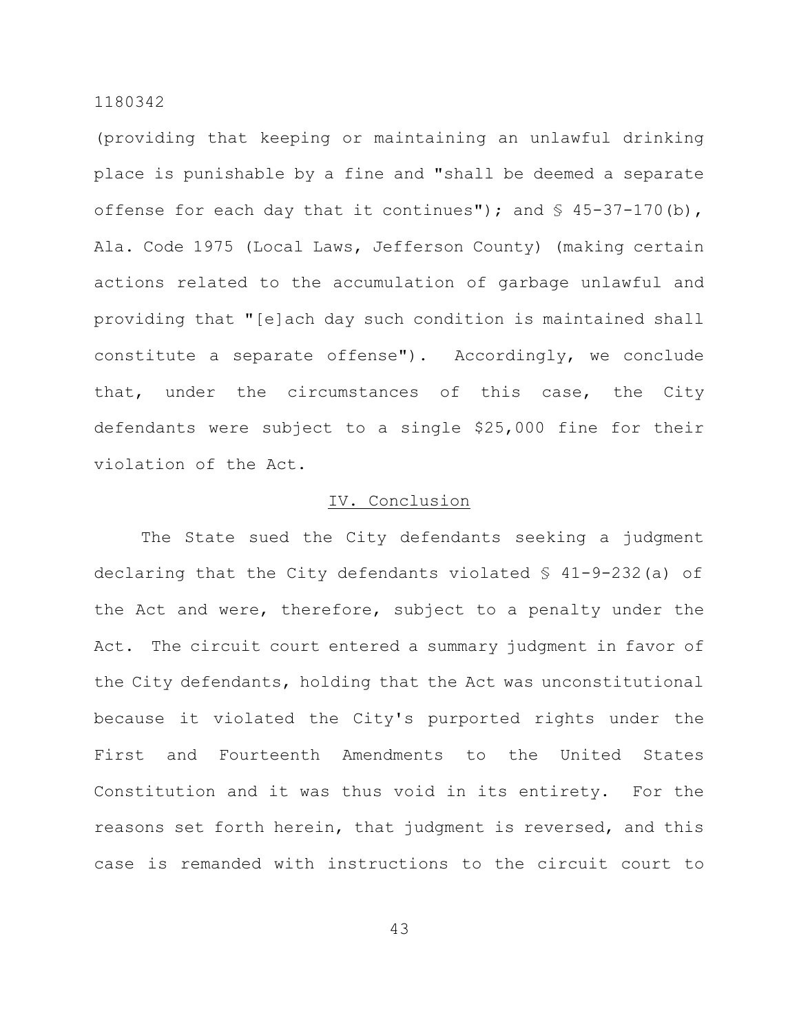(providing that keeping or maintaining an unlawful drinking place is punishable by a fine and "shall be deemed a separate offense for each day that it continues"); and § 45-37-170(b), Ala. Code 1975 (Local Laws, Jefferson County) (making certain actions related to the accumulation of garbage unlawful and providing that "[e]ach day such condition is maintained shall constitute a separate offense"). Accordingly, we conclude that, under the circumstances of this case, the City defendants were subject to a single $25,000 fine for their violation of the Act.

## IV. Conclusion

The State sued the City defendants seeking a judgment declaring that the City defendants violated § 41-9-232(a) of the Act and were, therefore, subject to a penalty under the Act. The circuit court entered a summary judgment in favor of the City defendants, holding that the Act was unconstitutional because it violated the City's purported rights under the First and Fourteenth Amendments to the United States Constitution and it was thus void in its entirety. For the reasons set forth herein, that judgment is reversed, and this case is remanded with instructions to the circuit court to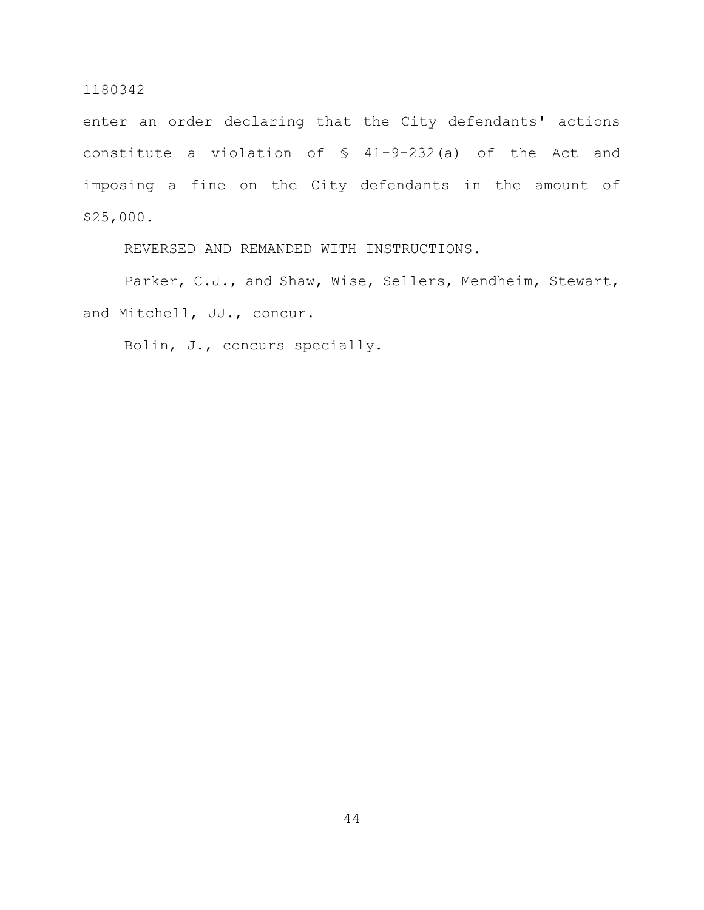enter an order declaring that the City defendants' actions constitute a violation of § 41-9-232(a) of the Act and imposing a fine on the City defendants in the amount of $25,000.

REVERSED AND REMANDED WITH INSTRUCTIONS.

Parker, C.J., and Shaw, Wise, Sellers, Mendheim, Stewart, and Mitchell, JJ., concur.

Bolin, J., concurs specially.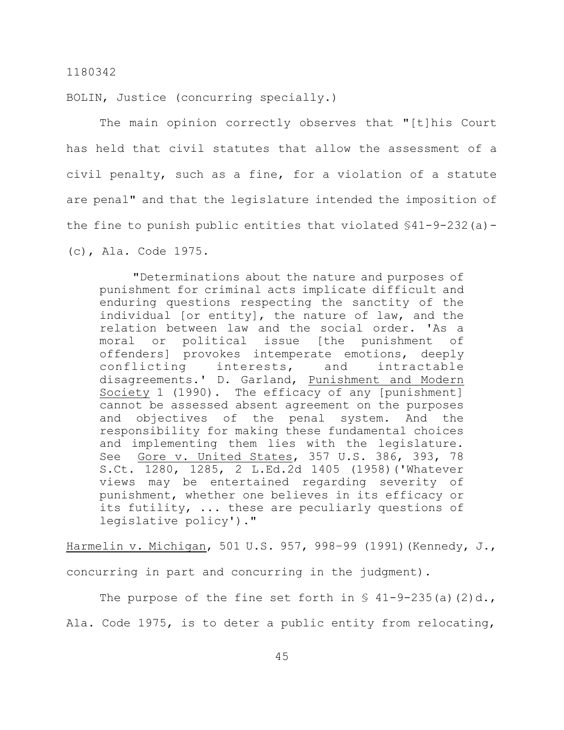1180342

BOLIN, Justice (concurring specially.)

The main opinion correctly observes that "[t]his Court has held that civil statutes that allow the assessment of a civil penalty, such as a fine, for a violation of a statute are penal" and that the legislature intended the imposition of the fine to punish public entities that violated §41-9-232(a)-(c), Ala. Code 1975.

> "Determinations about the nature and purposes of punishment for criminal acts implicate difficult and enduring questions respecting the sanctity of the individual [or entity], the nature of law, and the relation between law and the social order. 'As a moral or political issue [the punishment of offenders] provokes intemperate emotions, deeply conflicting interests, and intractable disagreements.' D. Garland, Punishment and Modern Society 1 (1990). The efficacy of any [punishment] cannot be assessed absent agreement on the purposes and objectives of the penal system. And the responsibility for making these fundamental choices and implementing them lies with the legislature. See Gore v. United States, 357 U.S. 386, 393, 78 S.Ct. 1280, 1285, 2 L.Ed.2d 1405 (1958)('Whatever views may be entertained regarding severity of punishment, whether one believes in its efficacy or its futility, ... these are peculiarly questions of legislative policy')."

Harmelin v. Michigan, 501 U.S. 957, 998–99 (1991)(Kennedy, J., concurring in part and concurring in the judgment).

The purpose of the fine set forth in § 41-9-235(a)(2)d., Ala. Code 1975, is to deter a public entity from relocating,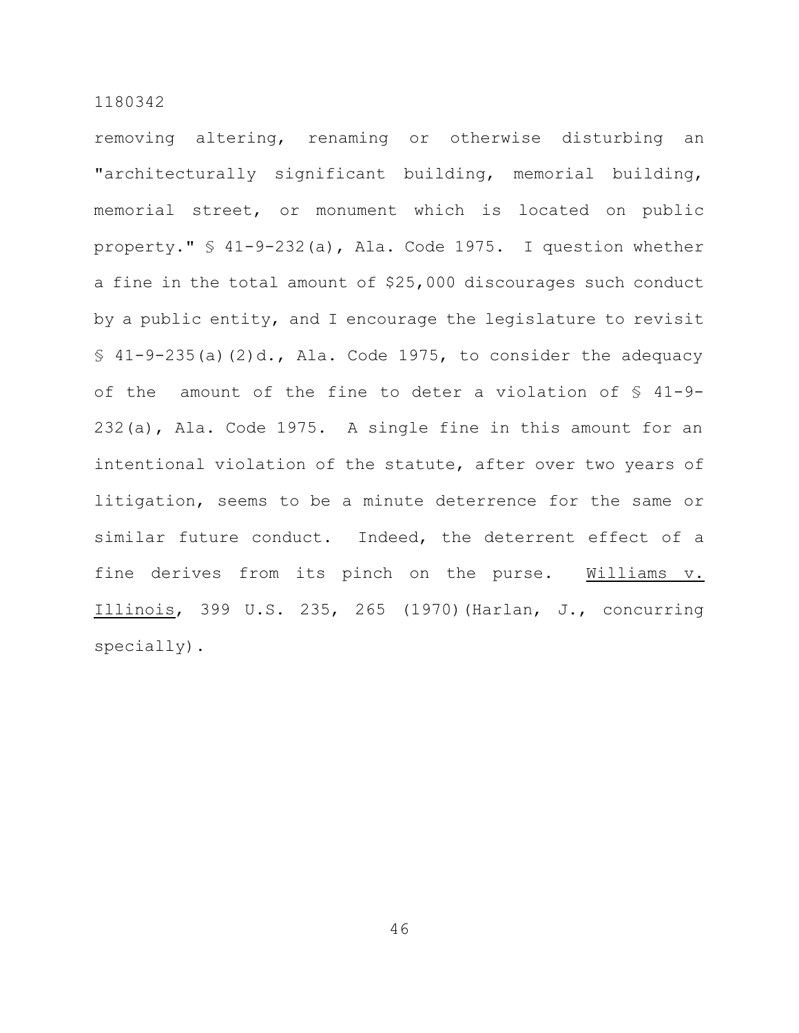removing altering, renaming or otherwise disturbing an "architecturally significant building, memorial building, memorial street, or monument which is located on public property." § 41-9-232(a), Ala. Code 1975. I question whether a fine in the total amount of $25,000 discourages such conduct by a public entity, and I encourage the legislature to revisit § 41-9-235(a)(2)d., Ala. Code 1975, to consider the adequacy of the amount of the fine to deter a violation of § 41-9-232(a), Ala. Code 1975. A single fine in this amount for an intentional violation of the statute, after over two years of litigation, seems to be a minute deterrence for the same or similar future conduct. Indeed, the deterrent effect of a fine derives from its pinch on the purse. Williams v. Illinois, 399 U.S. 235, 265 (1970)(Harlan, J., concurring specially).